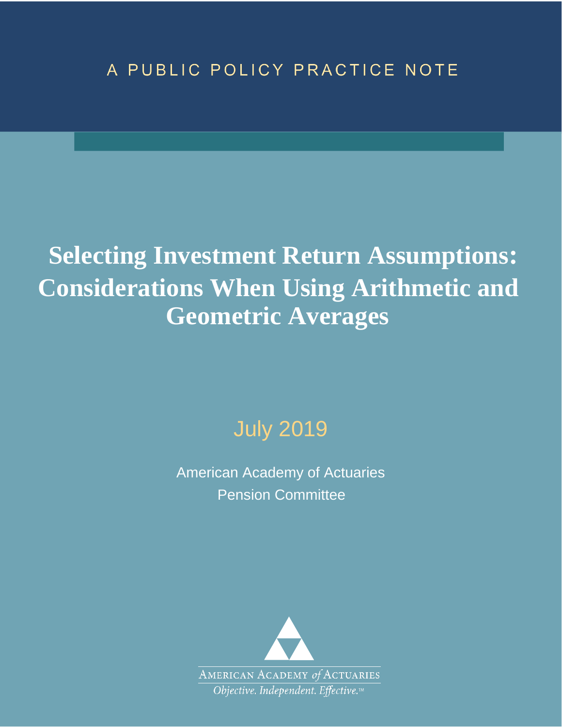A PUBLIC POLICY PRACTICE NOTE

# Selecting Investment Return Assumptions: Considerations When Using Arithmetic and Geometric Averages

July 2019

American Academy of Actuaries
Pension Committee

AMERICAN ACADEMY *of* ACTUARIES
*Objective. Independent. Effective.*™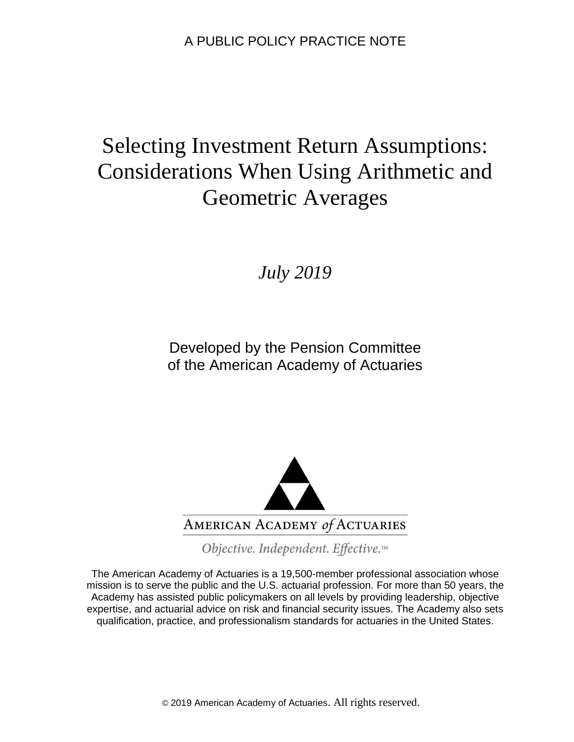A PUBLIC POLICY PRACTICE NOTE

# Selecting Investment Return Assumptions: Considerations When Using Arithmetic and Geometric Averages

*July 2019*

Developed by the Pension Committee
of the American Academy of Actuaries

AMERICAN ACADEMY *of* ACTUARIES

*Objective. Independent. Effective.*™

The American Academy of Actuaries is a 19,500-member professional association whose mission is to serve the public and the U.S. actuarial profession. For more than 50 years, the Academy has assisted public policymakers on all levels by providing leadership, objective expertise, and actuarial advice on risk and financial security issues. The Academy also sets qualification, practice, and professionalism standards for actuaries in the United States.

© 2019 American Academy of Actuaries. All rights reserved.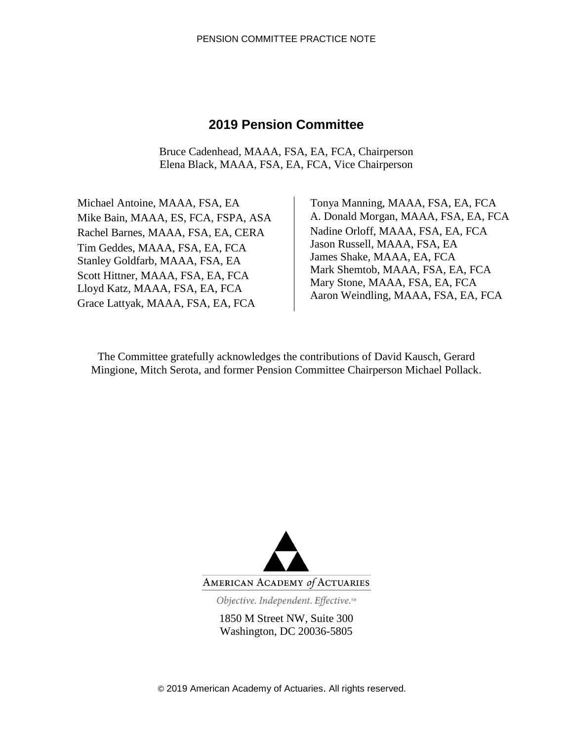## 2019 Pension Committee

Bruce Cadenhead, MAAA, FSA, EA, FCA, Chairperson
Elena Black, MAAA, FSA, EA, FCA, Vice Chairperson

Michael Antoine, MAAA, FSA, EA
Mike Bain, MAAA, ES, FCA, FSPA, ASA
Rachel Barnes, MAAA, FSA, EA, CERA
Tim Geddes, MAAA, FSA, EA, FCA
Stanley Goldfarb, MAAA, FSA, EA
Scott Hittner, MAAA, FSA, EA, FCA
Lloyd Katz, MAAA, FSA, EA, FCA
Grace Lattyak, MAAA, FSA, EA, FCA
Tonya Manning, MAAA, FSA, EA, FCA
A. Donald Morgan, MAAA, FSA, EA, FCA
Nadine Orloff, MAAA, FSA, EA, FCA
Jason Russell, MAAA, FSA, EA
James Shake, MAAA, EA, FCA
Mark Shemtob, MAAA, FSA, EA, FCA
Mary Stone, MAAA, FSA, EA, FCA
Aaron Weindling, MAAA, FSA, EA, FCA

The Committee gratefully acknowledges the contributions of David Kausch, Gerard Mingione, Mitch Serota, and former Pension Committee Chairperson Michael Pollack.

AMERICAN ACADEMY *of* ACTUARIES

*Objective. Independent. Effective.*™

1850 M Street NW, Suite 300
Washington, DC 20036-5805

© 2019 American Academy of Actuaries. All rights reserved.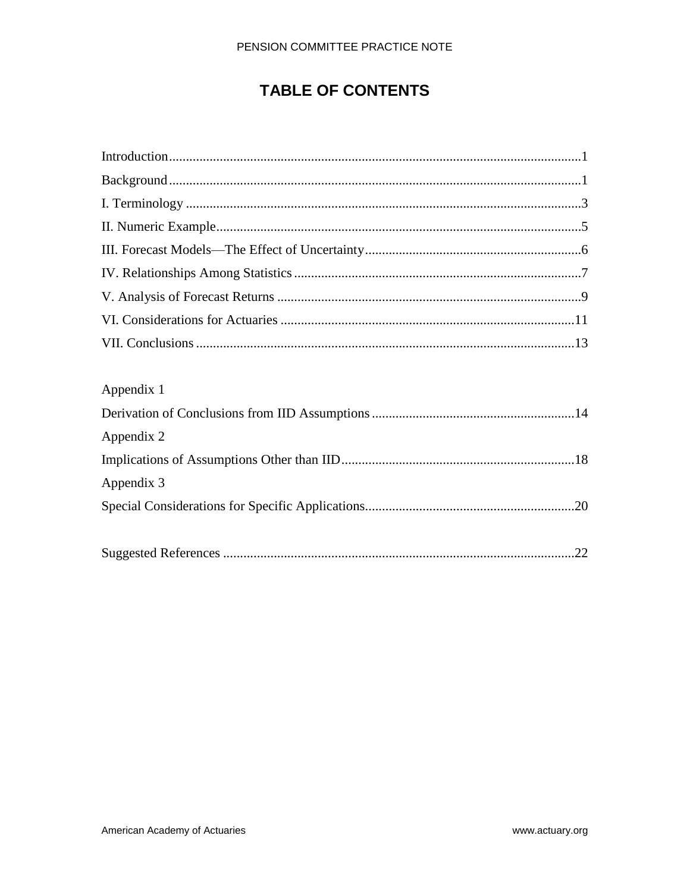# TABLE OF CONTENTS

Introduction........................................................................................................................1

Background.........................................................................................................................1

I. Terminology ....................................................................................................................3

II. Numeric Example...........................................................................................................5

III. Forecast Models—The Effect of Uncertainty...............................................................6

IV. Relationships Among Statistics....................................................................................7

V. Analysis of Forecast Returns .........................................................................................9

VI. Considerations for Actuaries .......................................................................................11

VII. Conclusions ................................................................................................................13

Appendix 1

Derivation of Conclusions from IID Assumptions ............................................................14

Appendix 2

Implications of Assumptions Other than IID.....................................................................18

Appendix 3

Special Considerations for Specific Applications.............................................................20

Suggested References .......................................................................................................22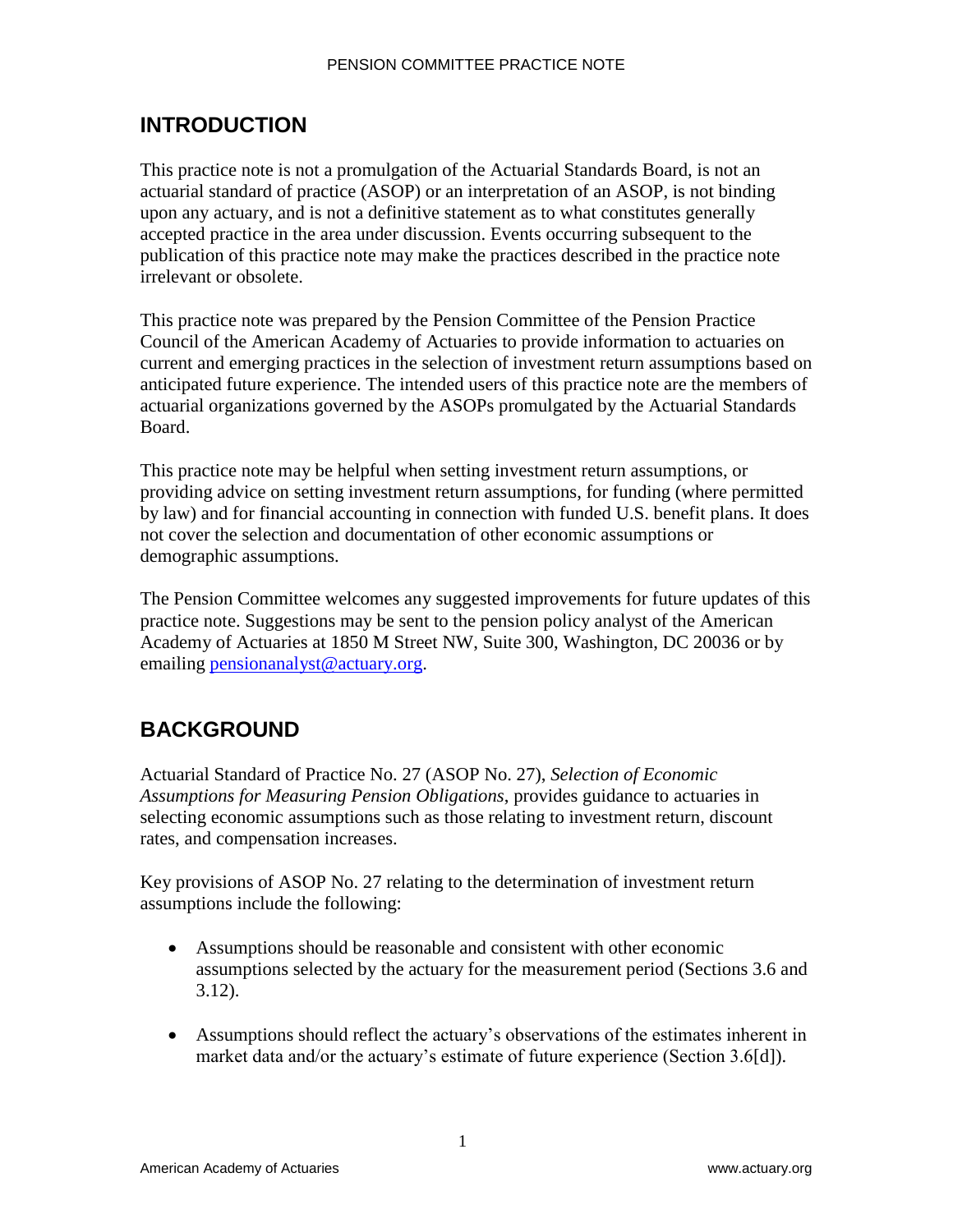## INTRODUCTION

This practice note is not a promulgation of the Actuarial Standards Board, is not an actuarial standard of practice (ASOP) or an interpretation of an ASOP, is not binding upon any actuary, and is not a definitive statement as to what constitutes generally accepted practice in the area under discussion. Events occurring subsequent to the publication of this practice note may make the practices described in the practice note irrelevant or obsolete.

This practice note was prepared by the Pension Committee of the Pension Practice Council of the American Academy of Actuaries to provide information to actuaries on current and emerging practices in the selection of investment return assumptions based on anticipated future experience. The intended users of this practice note are the members of actuarial organizations governed by the ASOPs promulgated by the Actuarial Standards Board.

This practice note may be helpful when setting investment return assumptions, or providing advice on setting investment return assumptions, for funding (where permitted by law) and for financial accounting in connection with funded U.S. benefit plans. It does not cover the selection and documentation of other economic assumptions or demographic assumptions.

The Pension Committee welcomes any suggested improvements for future updates of this practice note. Suggestions may be sent to the pension policy analyst of the American Academy of Actuaries at 1850 M Street NW, Suite 300, Washington, DC 20036 or by emailing pensionanalyst@actuary.org.

## BACKGROUND

Actuarial Standard of Practice No. 27 (ASOP No. 27), *Selection of Economic Assumptions for Measuring Pension Obligations*, provides guidance to actuaries in selecting economic assumptions such as those relating to investment return, discount rates, and compensation increases.

Key provisions of ASOP No. 27 relating to the determination of investment return assumptions include the following:

- Assumptions should be reasonable and consistent with other economic assumptions selected by the actuary for the measurement period (Sections 3.6 and 3.12).
- Assumptions should reflect the actuary's observations of the estimates inherent in market data and/or the actuary's estimate of future experience (Section 3.6[d]).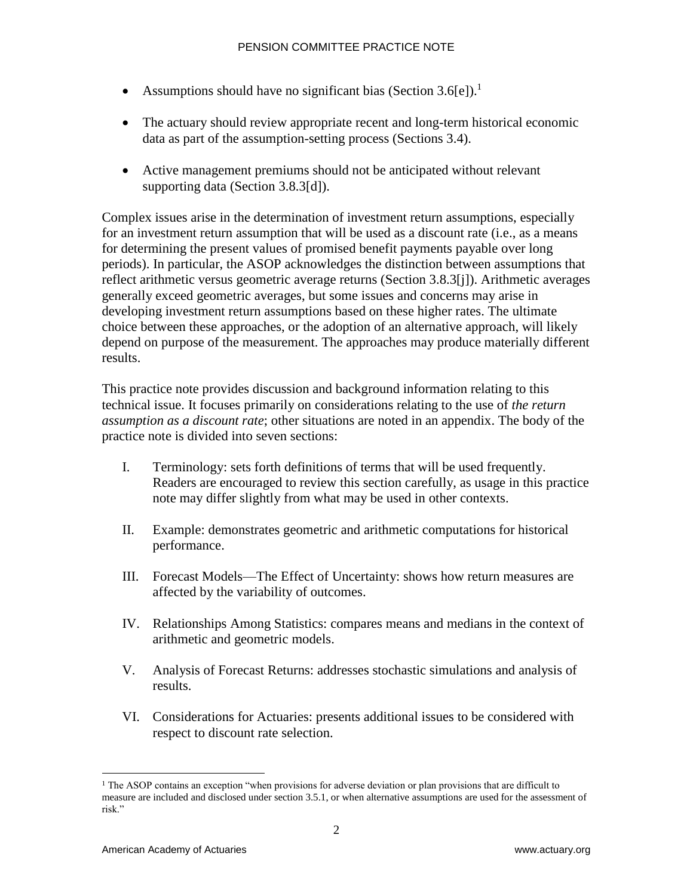- Assumptions should have no significant bias (Section 3.6[e]).[1]

- The actuary should review appropriate recent and long-term historical economic data as part of the assumption-setting process (Sections 3.4).

- Active management premiums should not be anticipated without relevant supporting data (Section 3.8.3[d]).

Complex issues arise in the determination of investment return assumptions, especially for an investment return assumption that will be used as a discount rate (i.e., as a means for determining the present values of promised benefit payments payable over long periods). In particular, the ASOP acknowledges the distinction between assumptions that reflect arithmetic versus geometric average returns (Section 3.8.3[j]). Arithmetic averages generally exceed geometric averages, but some issues and concerns may arise in developing investment return assumptions based on these higher rates. The ultimate choice between these approaches, or the adoption of an alternative approach, will likely depend on purpose of the measurement. The approaches may produce materially different results.

This practice note provides discussion and background information relating to this technical issue. It focuses primarily on considerations relating to the use of *the return assumption as a discount rate*; other situations are noted in an appendix. The body of the practice note is divided into seven sections:

I. Terminology: sets forth definitions of terms that will be used frequently. Readers are encouraged to review this section carefully, as usage in this practice note may differ slightly from what may be used in other contexts.

II. Example: demonstrates geometric and arithmetic computations for historical performance.

III. Forecast Models—The Effect of Uncertainty: shows how return measures are affected by the variability of outcomes.

IV. Relationships Among Statistics: compares means and medians in the context of arithmetic and geometric models.

V. Analysis of Forecast Returns: addresses stochastic simulations and analysis of results.

VI. Considerations for Actuaries: presents additional issues to be considered with respect to discount rate selection.

[1] The ASOP contains an exception "when provisions for adverse deviation or plan provisions that are difficult to measure are included and disclosed under section 3.5.1, or when alternative assumptions are used for the assessment of risk."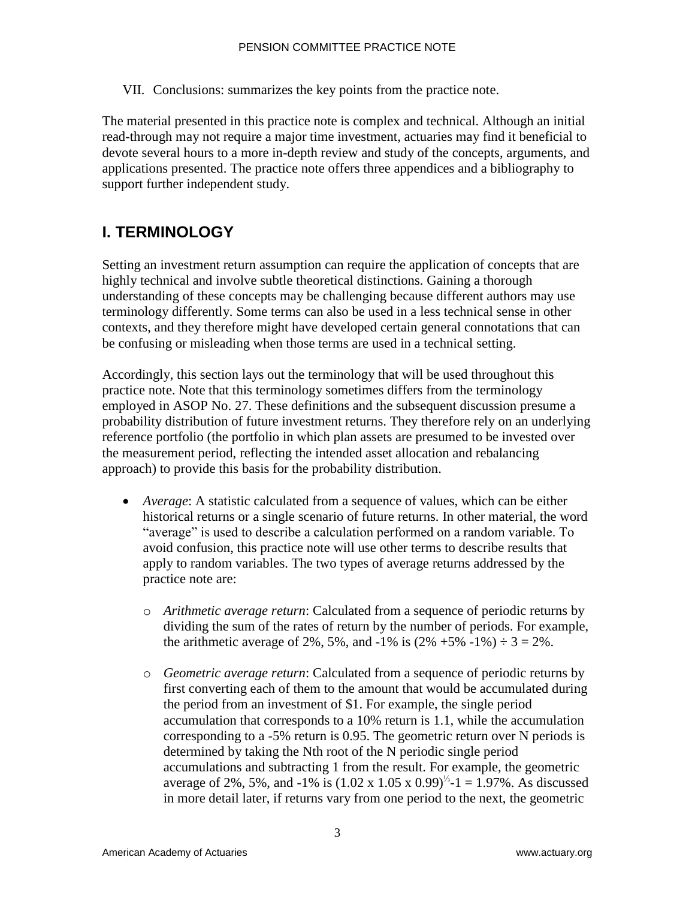VII. Conclusions: summarizes the key points from the practice note.

The material presented in this practice note is complex and technical. Although an initial read-through may not require a major time investment, actuaries may find it beneficial to devote several hours to a more in-depth review and study of the concepts, arguments, and applications presented. The practice note offers three appendices and a bibliography to support further independent study.

## I. TERMINOLOGY

Setting an investment return assumption can require the application of concepts that are highly technical and involve subtle theoretical distinctions. Gaining a thorough understanding of these concepts may be challenging because different authors may use terminology differently. Some terms can also be used in a less technical sense in other contexts, and they therefore might have developed certain general connotations that can be confusing or misleading when those terms are used in a technical setting.

Accordingly, this section lays out the terminology that will be used throughout this practice note. Note that this terminology sometimes differs from the terminology employed in ASOP No. 27. These definitions and the subsequent discussion presume a probability distribution of future investment returns. They therefore rely on an underlying reference portfolio (the portfolio in which plan assets are presumed to be invested over the measurement period, reflecting the intended asset allocation and rebalancing approach) to provide this basis for the probability distribution.

- *Average*: A statistic calculated from a sequence of values, which can be either historical returns or a single scenario of future returns. In other material, the word "average" is used to describe a calculation performed on a random variable. To avoid confusion, this practice note will use other terms to describe results that apply to random variables. The two types of average returns addressed by the practice note are:
  - *Arithmetic average return*: Calculated from a sequence of periodic returns by dividing the sum of the rates of return by the number of periods. For example, the arithmetic average of 2%, 5%, and -1% is (2% +5% -1%) ÷ 3 = 2%.
  - *Geometric average return*: Calculated from a sequence of periodic returns by first converting each of them to the amount that would be accumulated during the period from an investment of $1. For example, the single period accumulation that corresponds to a 10% return is 1.1, while the accumulation corresponding to a -5% return is 0.95. The geometric return over N periods is determined by taking the Nth root of the N periodic single period accumulations and subtracting 1 from the result. For example, the geometric average of 2%, 5%, and -1% is $(1.02 \times 1.05 \times 0.99)^{1/3} - 1 = 1.97\%$. As discussed in more detail later, if returns vary from one period to the next, the geometric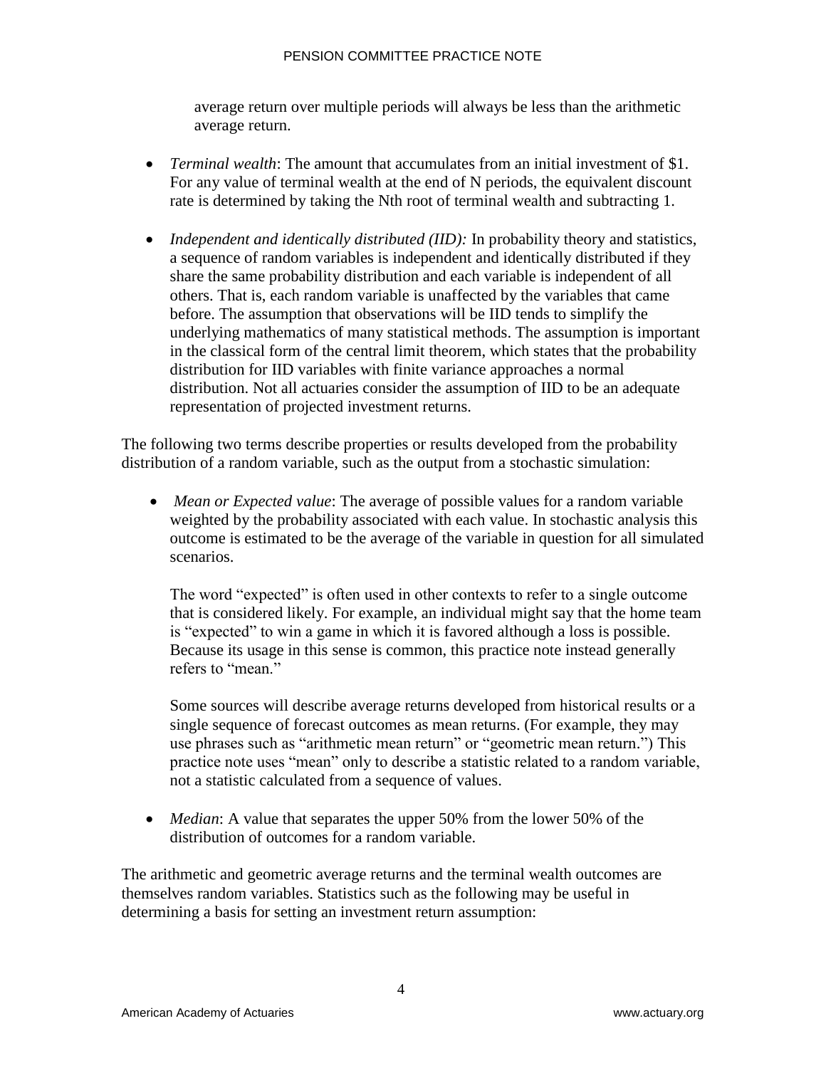average return over multiple periods will always be less than the arithmetic average return.

- *Terminal wealth*: The amount that accumulates from an initial investment of $1. For any value of terminal wealth at the end of N periods, the equivalent discount rate is determined by taking the Nth root of terminal wealth and subtracting 1.

- *Independent and identically distributed (IID):* In probability theory and statistics, a sequence of random variables is independent and identically distributed if they share the same probability distribution and each variable is independent of all others. That is, each random variable is unaffected by the variables that came before. The assumption that observations will be IID tends to simplify the underlying mathematics of many statistical methods. The assumption is important in the classical form of the central limit theorem, which states that the probability distribution for IID variables with finite variance approaches a normal distribution. Not all actuaries consider the assumption of IID to be an adequate representation of projected investment returns.

The following two terms describe properties or results developed from the probability distribution of a random variable, such as the output from a stochastic simulation:

- *Mean or Expected value*: The average of possible values for a random variable weighted by the probability associated with each value. In stochastic analysis this outcome is estimated to be the average of the variable in question for all simulated scenarios.

  The word "expected" is often used in other contexts to refer to a single outcome that is considered likely. For example, an individual might say that the home team is "expected" to win a game in which it is favored although a loss is possible. Because its usage in this sense is common, this practice note instead generally refers to "mean."

  Some sources will describe average returns developed from historical results or a single sequence of forecast outcomes as mean returns. (For example, they may use phrases such as "arithmetic mean return" or "geometric mean return.") This practice note uses "mean" only to describe a statistic related to a random variable, not a statistic calculated from a sequence of values.

- *Median*: A value that separates the upper 50% from the lower 50% of the distribution of outcomes for a random variable.

The arithmetic and geometric average returns and the terminal wealth outcomes are themselves random variables. Statistics such as the following may be useful in determining a basis for setting an investment return assumption: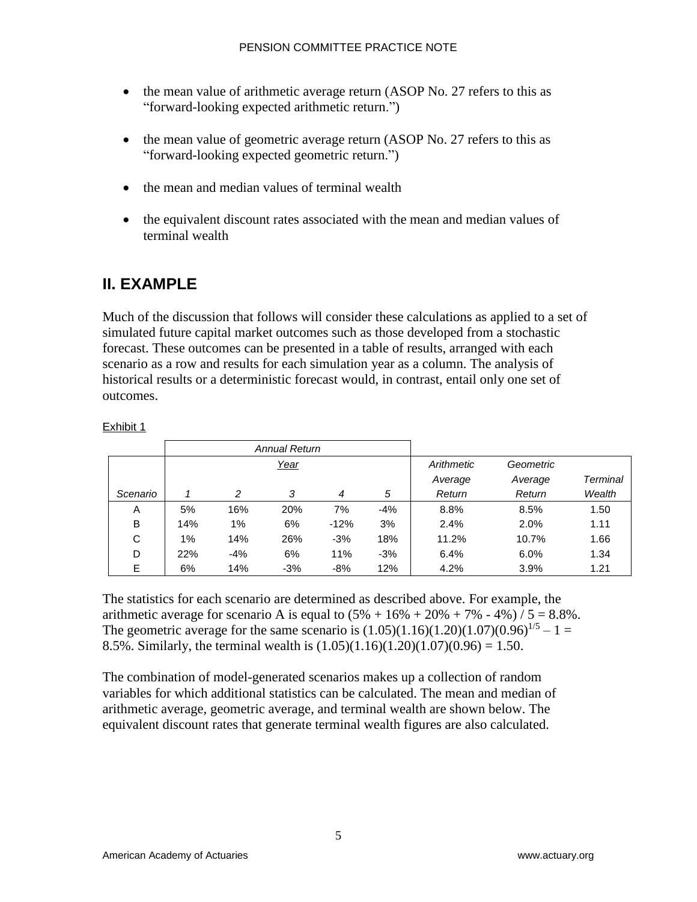- the mean value of arithmetic average return (ASOP No. 27 refers to this as "forward-looking expected arithmetic return.")

- the mean value of geometric average return (ASOP No. 27 refers to this as "forward-looking expected geometric return.")

- the mean and median values of terminal wealth

- the equivalent discount rates associated with the mean and median values of terminal wealth

## II. EXAMPLE

Much of the discussion that follows will consider these calculations as applied to a set of simulated future capital market outcomes such as those developed from a stochastic forecast. These outcomes can be presented in a table of results, arranged with each scenario as a row and results for each simulation year as a column. The analysis of historical results or a deterministic forecast would, in contrast, entail only one set of outcomes.

Exhibit 1

| | *Annual Return* | | | | | | | |
|---|---|---|---|---|---|---|---|---|
| | *Year* | | | | | *Arithmetic Average Return* | *Geometric Average Return* | *Terminal Wealth* |
| *Scenario* | *1* | *2* | *3* | *4* | *5* | | | |
| A | 5% | 16% | 20% | 7% | -4% | 8.8% | 8.5% | 1.50 |
| B | 14% | 1% | 6% | -12% | 3% | 2.4% | 2.0% | 1.11 |
| C | 1% | 14% | 26% | -3% | 18% | 11.2% | 10.7% | 1.66 |
| D | 22% | -4% | 6% | 11% | -3% | 6.4% | 6.0% | 1.34 |
| E | 6% | 14% | -3% | -8% | 12% | 4.2% | 3.9% | 1.21 |

The statistics for each scenario are determined as described above. For example, the arithmetic average for scenario A is equal to $(5\% + 16\% + 20\% + 7\% - 4\%) / 5 = 8.8\%$. The geometric average for the same scenario is $(1.05)(1.16)(1.20)(1.07)(0.96)^{1/5} - 1 = 8.5\%$. Similarly, the terminal wealth is $(1.05)(1.16)(1.20)(1.07)(0.96) = 1.50$.

The combination of model-generated scenarios makes up a collection of random variables for which additional statistics can be calculated. The mean and median of arithmetic average, geometric average, and terminal wealth are shown below. The equivalent discount rates that generate terminal wealth figures are also calculated.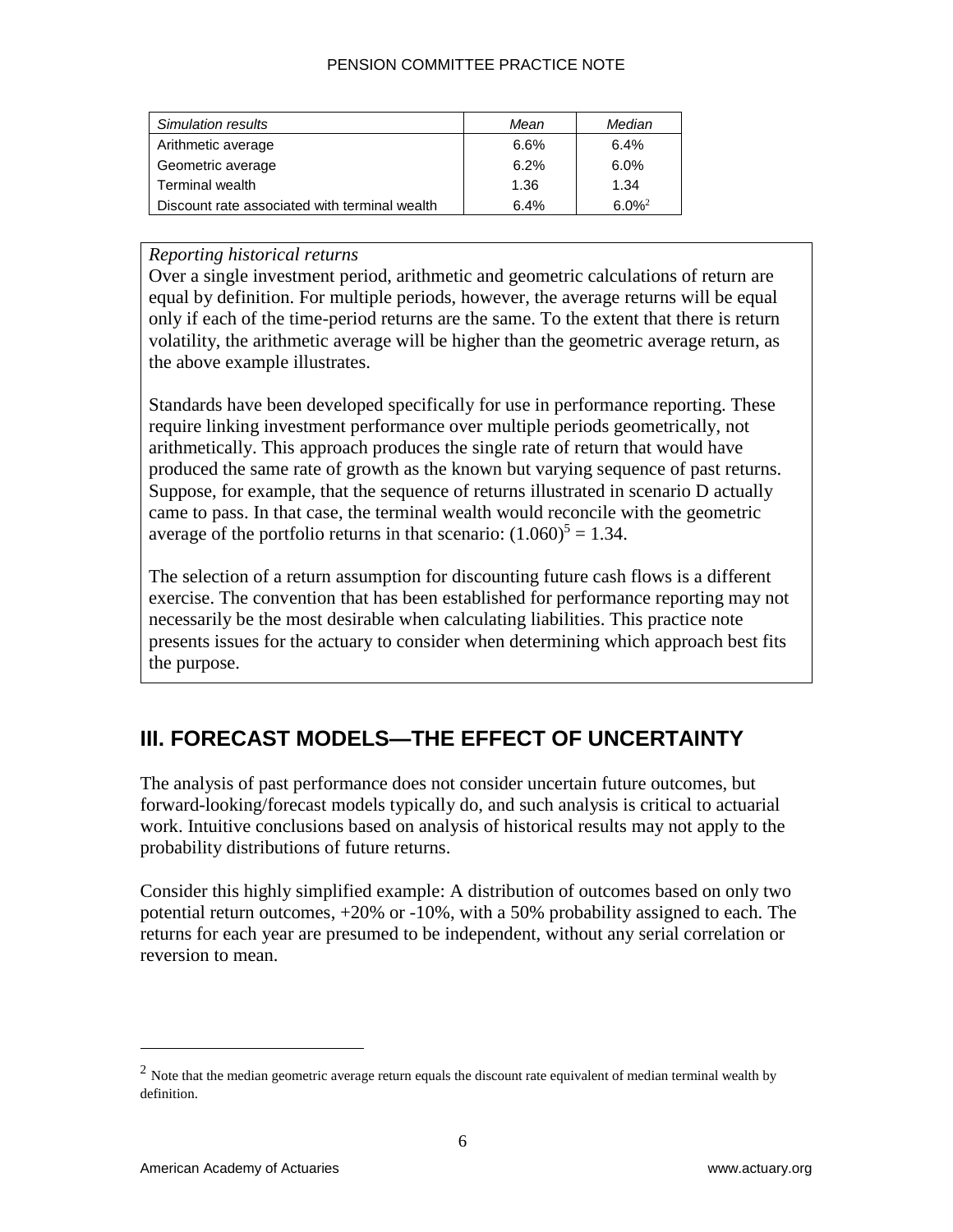| *Simulation results* | *Mean* | *Median* |
|---|---|---|
| Arithmetic average | 6.6% | 6.4% |
| Geometric average | 6.2% | 6.0% |
| Terminal wealth | 1.36 | 1.34 |
| Discount rate associated with terminal wealth | 6.4% | 6.0%[2] |

*Reporting historical returns*

Over a single investment period, arithmetic and geometric calculations of return are equal by definition. For multiple periods, however, the average returns will be equal only if each of the time-period returns are the same. To the extent that there is return volatility, the arithmetic average will be higher than the geometric average return, as the above example illustrates.

Standards have been developed specifically for use in performance reporting. These require linking investment performance over multiple periods geometrically, not arithmetically. This approach produces the single rate of return that would have produced the same rate of growth as the known but varying sequence of past returns. Suppose, for example, that the sequence of returns illustrated in scenario D actually came to pass. In that case, the terminal wealth would reconcile with the geometric average of the portfolio returns in that scenario: $(1.060)^5 = 1.34$.

The selection of a return assumption for discounting future cash flows is a different exercise. The convention that has been established for performance reporting may not necessarily be the most desirable when calculating liabilities. This practice note presents issues for the actuary to consider when determining which approach best fits the purpose.

## III. FORECAST MODELS—THE EFFECT OF UNCERTAINTY

The analysis of past performance does not consider uncertain future outcomes, but forward-looking/forecast models typically do, and such analysis is critical to actuarial work. Intuitive conclusions based on analysis of historical results may not apply to the probability distributions of future returns.

Consider this highly simplified example: A distribution of outcomes based on only two potential return outcomes, +20% or -10%, with a 50% probability assigned to each. The returns for each year are presumed to be independent, without any serial correlation or reversion to mean.

[2] Note that the median geometric average return equals the discount rate equivalent of median terminal wealth by definition.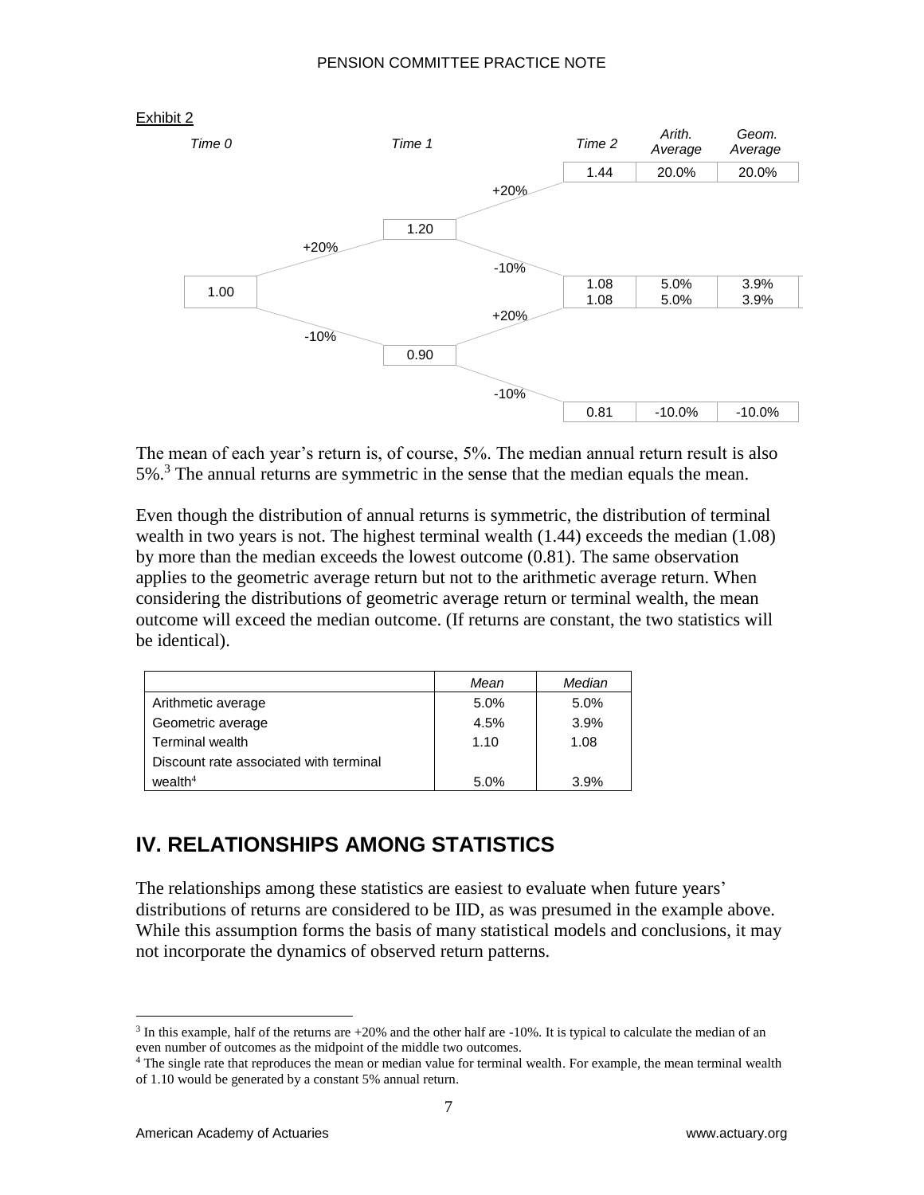Exhibit 2

| Time 0 | Time 1 | Time 2 | Arith. Average | Geom. Average |
|---|---|---|---|---|
| 1.00 | 1.20 (+20%) | 1.44 (+20%) | 20.0% | 20.0% |
| | 1.20 (+20%) | 1.08 (-10%) | 5.0% | 3.9% |
| | 0.90 (-10%) | 1.08 (+20%) | 5.0% | 3.9% |
| | 0.90 (-10%) | 0.81 (-10%) | -10.0% | -10.0% |

The mean of each year's return is, of course, 5%. The median annual return result is also 5%.[3] The annual returns are symmetric in the sense that the median equals the mean.

Even though the distribution of annual returns is symmetric, the distribution of terminal wealth in two years is not. The highest terminal wealth (1.44) exceeds the median (1.08) by more than the median exceeds the lowest outcome (0.81). The same observation applies to the geometric average return but not to the arithmetic average return. When considering the distributions of geometric average return or terminal wealth, the mean outcome will exceed the median outcome. (If returns are constant, the two statistics will be identical).

| | *Mean* | *Median* |
|---|---|---|
| Arithmetic average | 5.0% | 5.0% |
| Geometric average | 4.5% | 3.9% |
| Terminal wealth | 1.10 | 1.08 |
| Discount rate associated with terminal wealth[4] | 5.0% | 3.9% |

## IV. RELATIONSHIPS AMONG STATISTICS

The relationships among these statistics are easiest to evaluate when future years' distributions of returns are considered to be IID, as was presumed in the example above. While this assumption forms the basis of many statistical models and conclusions, it may not incorporate the dynamics of observed return patterns.

[3] In this example, half of the returns are +20% and the other half are -10%. It is typical to calculate the median of an even number of outcomes as the midpoint of the middle two outcomes.

[4] The single rate that reproduces the mean or median value for terminal wealth. For example, the mean terminal wealth of 1.10 would be generated by a constant 5% annual return.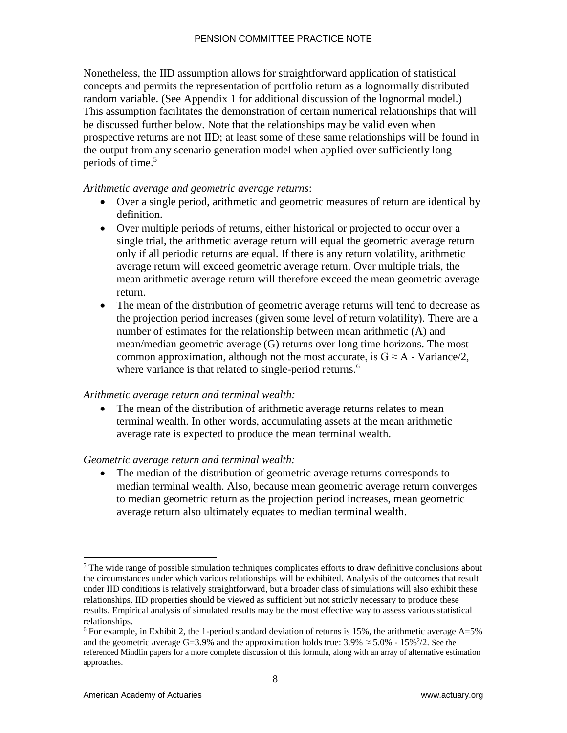Nonetheless, the IID assumption allows for straightforward application of statistical concepts and permits the representation of portfolio return as a lognormally distributed random variable. (See Appendix 1 for additional discussion of the lognormal model.) This assumption facilitates the demonstration of certain numerical relationships that will be discussed further below. Note that the relationships may be valid even when prospective returns are not IID; at least some of these same relationships will be found in the output from any scenario generation model when applied over sufficiently long periods of time.[5]

*Arithmetic average and geometric average returns*:

- Over a single period, arithmetic and geometric measures of return are identical by definition.
- Over multiple periods of returns, either historical or projected to occur over a single trial, the arithmetic average return will equal the geometric average return only if all periodic returns are equal. If there is any return volatility, arithmetic average return will exceed geometric average return. Over multiple trials, the mean arithmetic average return will therefore exceed the mean geometric average return.
- The mean of the distribution of geometric average returns will tend to decrease as the projection period increases (given some level of return volatility). There are a number of estimates for the relationship between mean arithmetic (A) and mean/median geometric average (G) returns over long time horizons. The most common approximation, although not the most accurate, is $G \approx A$ - Variance/2, where variance is that related to single-period returns.[6]

*Arithmetic average return and terminal wealth:*

- The mean of the distribution of arithmetic average returns relates to mean terminal wealth. In other words, accumulating assets at the mean arithmetic average rate is expected to produce the mean terminal wealth.

*Geometric average return and terminal wealth:*

- The median of the distribution of geometric average returns corresponds to median terminal wealth. Also, because mean geometric average return converges to median geometric return as the projection period increases, mean geometric average return also ultimately equates to median terminal wealth.

---

[5] The wide range of possible simulation techniques complicates efforts to draw definitive conclusions about the circumstances under which various relationships will be exhibited. Analysis of the outcomes that result under IID conditions is relatively straightforward, but a broader class of simulations will also exhibit these relationships. IID properties should be viewed as sufficient but not strictly necessary to produce these results. Empirical analysis of simulated results may be the most effective way to assess various statistical relationships.

[6] For example, in Exhibit 2, the 1-period standard deviation of returns is 15%, the arithmetic average A=5% and the geometric average G=3.9% and the approximation holds true: $3.9\% \approx 5.0\% - 15\%^2/2$. See the referenced Mindlin papers for a more complete discussion of this formula, along with an array of alternative estimation approaches.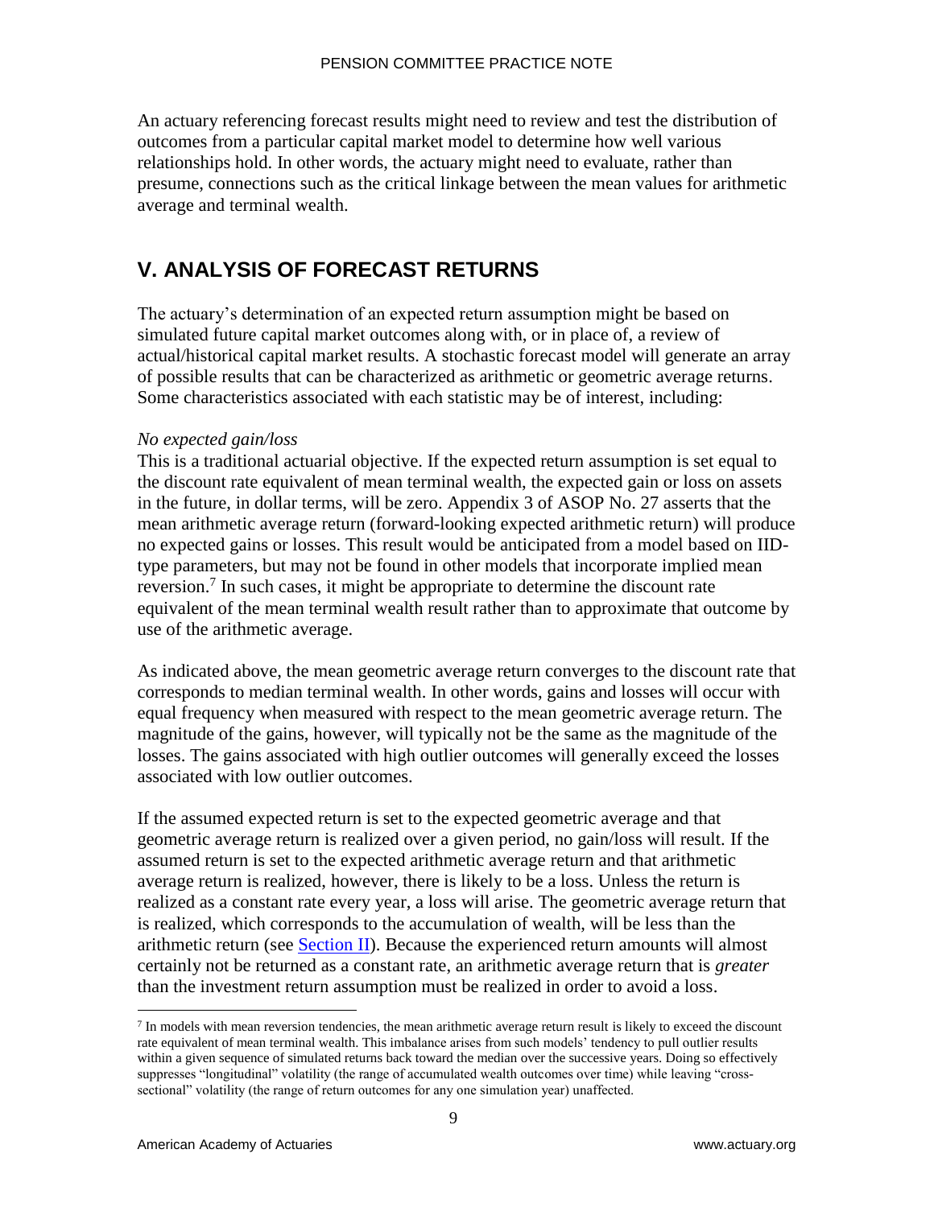An actuary referencing forecast results might need to review and test the distribution of outcomes from a particular capital market model to determine how well various relationships hold. In other words, the actuary might need to evaluate, rather than presume, connections such as the critical linkage between the mean values for arithmetic average and terminal wealth.

## V. ANALYSIS OF FORECAST RETURNS

The actuary's determination of an expected return assumption might be based on simulated future capital market outcomes along with, or in place of, a review of actual/historical capital market results. A stochastic forecast model will generate an array of possible results that can be characterized as arithmetic or geometric average returns. Some characteristics associated with each statistic may be of interest, including:

*No expected gain/loss*
This is a traditional actuarial objective. If the expected return assumption is set equal to the discount rate equivalent of mean terminal wealth, the expected gain or loss on assets in the future, in dollar terms, will be zero. Appendix 3 of ASOP No. 27 asserts that the mean arithmetic average return (forward-looking expected arithmetic return) will produce no expected gains or losses. This result would be anticipated from a model based on IID-type parameters, but may not be found in other models that incorporate implied mean reversion.[7] In such cases, it might be appropriate to determine the discount rate equivalent of the mean terminal wealth result rather than to approximate that outcome by use of the arithmetic average.

As indicated above, the mean geometric average return converges to the discount rate that corresponds to median terminal wealth. In other words, gains and losses will occur with equal frequency when measured with respect to the mean geometric average return. The magnitude of the gains, however, will typically not be the same as the magnitude of the losses. The gains associated with high outlier outcomes will generally exceed the losses associated with low outlier outcomes.

If the assumed expected return is set to the expected geometric average and that geometric average return is realized over a given period, no gain/loss will result. If the assumed return is set to the expected arithmetic average return and that arithmetic average return is realized, however, there is likely to be a loss. Unless the return is realized as a constant rate every year, a loss will arise. The geometric average return that is realized, which corresponds to the accumulation of wealth, will be less than the arithmetic return (see Section II). Because the experienced return amounts will almost certainly not be returned as a constant rate, an arithmetic average return that is *greater* than the investment return assumption must be realized in order to avoid a loss.

[7] In models with mean reversion tendencies, the mean arithmetic average return result is likely to exceed the discount rate equivalent of mean terminal wealth. This imbalance arises from such models' tendency to pull outlier results within a given sequence of simulated returns back toward the median over the successive years. Doing so effectively suppresses "longitudinal" volatility (the range of accumulated wealth outcomes over time) while leaving "cross-sectional" volatility (the range of return outcomes for any one simulation year) unaffected.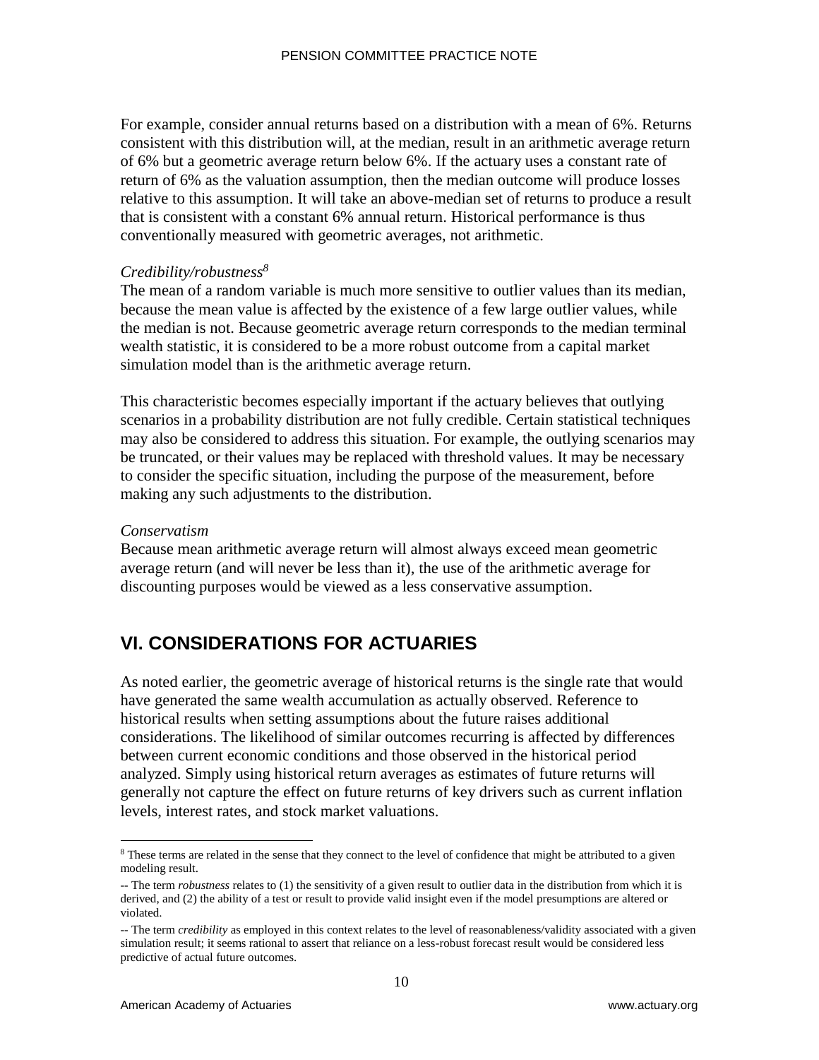For example, consider annual returns based on a distribution with a mean of 6%. Returns consistent with this distribution will, at the median, result in an arithmetic average return of 6% but a geometric average return below 6%. If the actuary uses a constant rate of return of 6% as the valuation assumption, then the median outcome will produce losses relative to this assumption. It will take an above-median set of returns to produce a result that is consistent with a constant 6% annual return. Historical performance is thus conventionally measured with geometric averages, not arithmetic.

*Credibility/robustness*[8]

The mean of a random variable is much more sensitive to outlier values than its median, because the mean value is affected by the existence of a few large outlier values, while the median is not. Because geometric average return corresponds to the median terminal wealth statistic, it is considered to be a more robust outcome from a capital market simulation model than is the arithmetic average return.

This characteristic becomes especially important if the actuary believes that outlying scenarios in a probability distribution are not fully credible. Certain statistical techniques may also be considered to address this situation. For example, the outlying scenarios may be truncated, or their values may be replaced with threshold values. It may be necessary to consider the specific situation, including the purpose of the measurement, before making any such adjustments to the distribution.

*Conservatism*

Because mean arithmetic average return will almost always exceed mean geometric average return (and will never be less than it), the use of the arithmetic average for discounting purposes would be viewed as a less conservative assumption.

## VI. CONSIDERATIONS FOR ACTUARIES

As noted earlier, the geometric average of historical returns is the single rate that would have generated the same wealth accumulation as actually observed. Reference to historical results when setting assumptions about the future raises additional considerations. The likelihood of similar outcomes recurring is affected by differences between current economic conditions and those observed in the historical period analyzed. Simply using historical return averages as estimates of future returns will generally not capture the effect on future returns of key drivers such as current inflation levels, interest rates, and stock market valuations.

---

[8] These terms are related in the sense that they connect to the level of confidence that might be attributed to a given modeling result.

-- The term *robustness* relates to (1) the sensitivity of a given result to outlier data in the distribution from which it is derived, and (2) the ability of a test or result to provide valid insight even if the model presumptions are altered or violated.

-- The term *credibility* as employed in this context relates to the level of reasonableness/validity associated with a given simulation result; it seems rational to assert that reliance on a less-robust forecast result would be considered less predictive of actual future outcomes.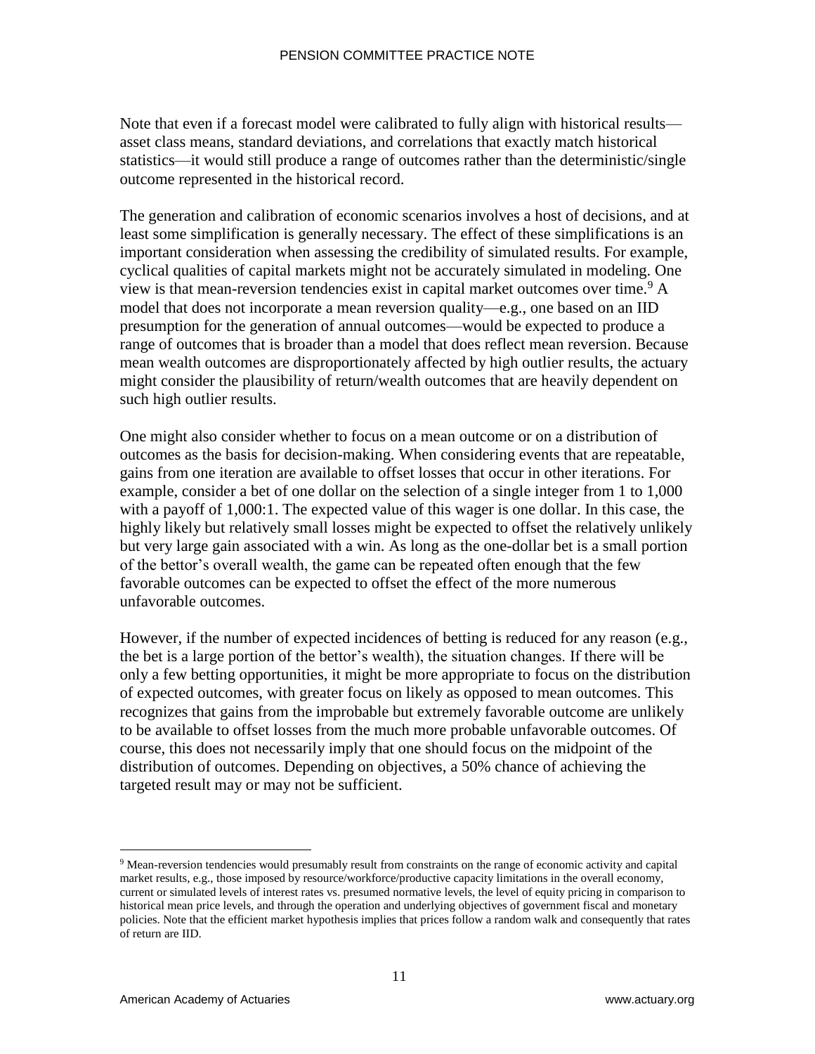Note that even if a forecast model were calibrated to fully align with historical results—asset class means, standard deviations, and correlations that exactly match historical statistics—it would still produce a range of outcomes rather than the deterministic/single outcome represented in the historical record.

The generation and calibration of economic scenarios involves a host of decisions, and at least some simplification is generally necessary. The effect of these simplifications is an important consideration when assessing the credibility of simulated results. For example, cyclical qualities of capital markets might not be accurately simulated in modeling. One view is that mean-reversion tendencies exist in capital market outcomes over time.[9] A model that does not incorporate a mean reversion quality—e.g., one based on an IID presumption for the generation of annual outcomes—would be expected to produce a range of outcomes that is broader than a model that does reflect mean reversion. Because mean wealth outcomes are disproportionately affected by high outlier results, the actuary might consider the plausibility of return/wealth outcomes that are heavily dependent on such high outlier results.

One might also consider whether to focus on a mean outcome or on a distribution of outcomes as the basis for decision-making. When considering events that are repeatable, gains from one iteration are available to offset losses that occur in other iterations. For example, consider a bet of one dollar on the selection of a single integer from 1 to 1,000 with a payoff of 1,000:1. The expected value of this wager is one dollar. In this case, the highly likely but relatively small losses might be expected to offset the relatively unlikely but very large gain associated with a win. As long as the one-dollar bet is a small portion of the bettor's overall wealth, the game can be repeated often enough that the few favorable outcomes can be expected to offset the effect of the more numerous unfavorable outcomes.

However, if the number of expected incidences of betting is reduced for any reason (e.g., the bet is a large portion of the bettor's wealth), the situation changes. If there will be only a few betting opportunities, it might be more appropriate to focus on the distribution of expected outcomes, with greater focus on likely as opposed to mean outcomes. This recognizes that gains from the improbable but extremely favorable outcome are unlikely to be available to offset losses from the much more probable unfavorable outcomes. Of course, this does not necessarily imply that one should focus on the midpoint of the distribution of outcomes. Depending on objectives, a 50% chance of achieving the targeted result may or may not be sufficient.

---

[9] Mean-reversion tendencies would presumably result from constraints on the range of economic activity and capital market results, e.g., those imposed by resource/workforce/productive capacity limitations in the overall economy, current or simulated levels of interest rates vs. presumed normative levels, the level of equity pricing in comparison to historical mean price levels, and through the operation and underlying objectives of government fiscal and monetary policies. Note that the efficient market hypothesis implies that prices follow a random walk and consequently that rates of return are IID.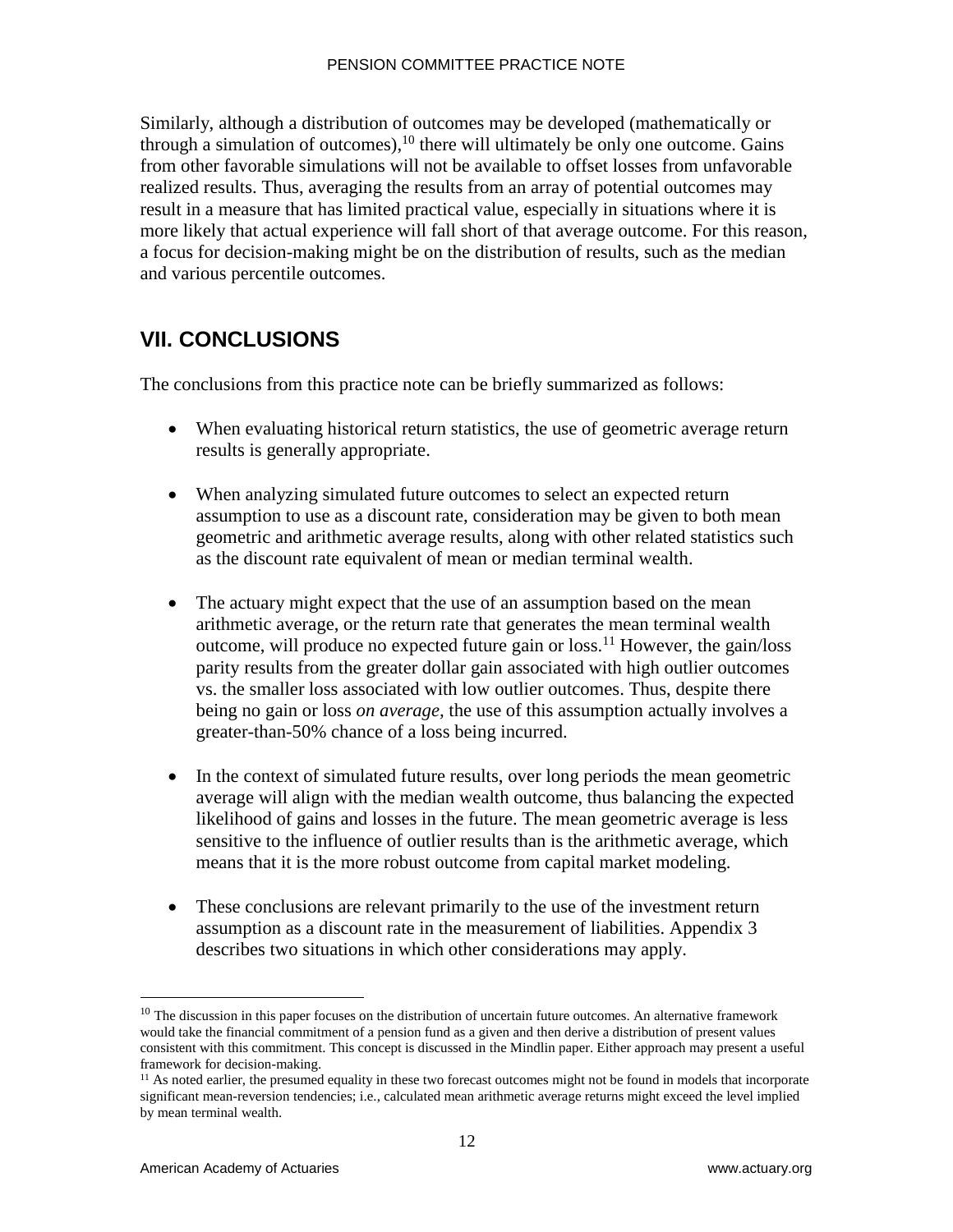Similarly, although a distribution of outcomes may be developed (mathematically or through a simulation of outcomes),[10] there will ultimately be only one outcome. Gains from other favorable simulations will not be available to offset losses from unfavorable realized results. Thus, averaging the results from an array of potential outcomes may result in a measure that has limited practical value, especially in situations where it is more likely that actual experience will fall short of that average outcome. For this reason, a focus for decision-making might be on the distribution of results, such as the median and various percentile outcomes.

## VII. CONCLUSIONS

The conclusions from this practice note can be briefly summarized as follows:

- When evaluating historical return statistics, the use of geometric average return results is generally appropriate.
- When analyzing simulated future outcomes to select an expected return assumption to use as a discount rate, consideration may be given to both mean geometric and arithmetic average results, along with other related statistics such as the discount rate equivalent of mean or median terminal wealth.
- The actuary might expect that the use of an assumption based on the mean arithmetic average, or the return rate that generates the mean terminal wealth outcome, will produce no expected future gain or loss.[11] However, the gain/loss parity results from the greater dollar gain associated with high outlier outcomes vs. the smaller loss associated with low outlier outcomes. Thus, despite there being no gain or loss *on average*, the use of this assumption actually involves a greater-than-50% chance of a loss being incurred.
- In the context of simulated future results, over long periods the mean geometric average will align with the median wealth outcome, thus balancing the expected likelihood of gains and losses in the future. The mean geometric average is less sensitive to the influence of outlier results than is the arithmetic average, which means that it is the more robust outcome from capital market modeling.
- These conclusions are relevant primarily to the use of the investment return assumption as a discount rate in the measurement of liabilities. Appendix 3 describes two situations in which other considerations may apply.

---

[10] The discussion in this paper focuses on the distribution of uncertain future outcomes. An alternative framework would take the financial commitment of a pension fund as a given and then derive a distribution of present values consistent with this commitment. This concept is discussed in the Mindlin paper. Either approach may present a useful framework for decision-making.

[11] As noted earlier, the presumed equality in these two forecast outcomes might not be found in models that incorporate significant mean-reversion tendencies; i.e., calculated mean arithmetic average returns might exceed the level implied by mean terminal wealth.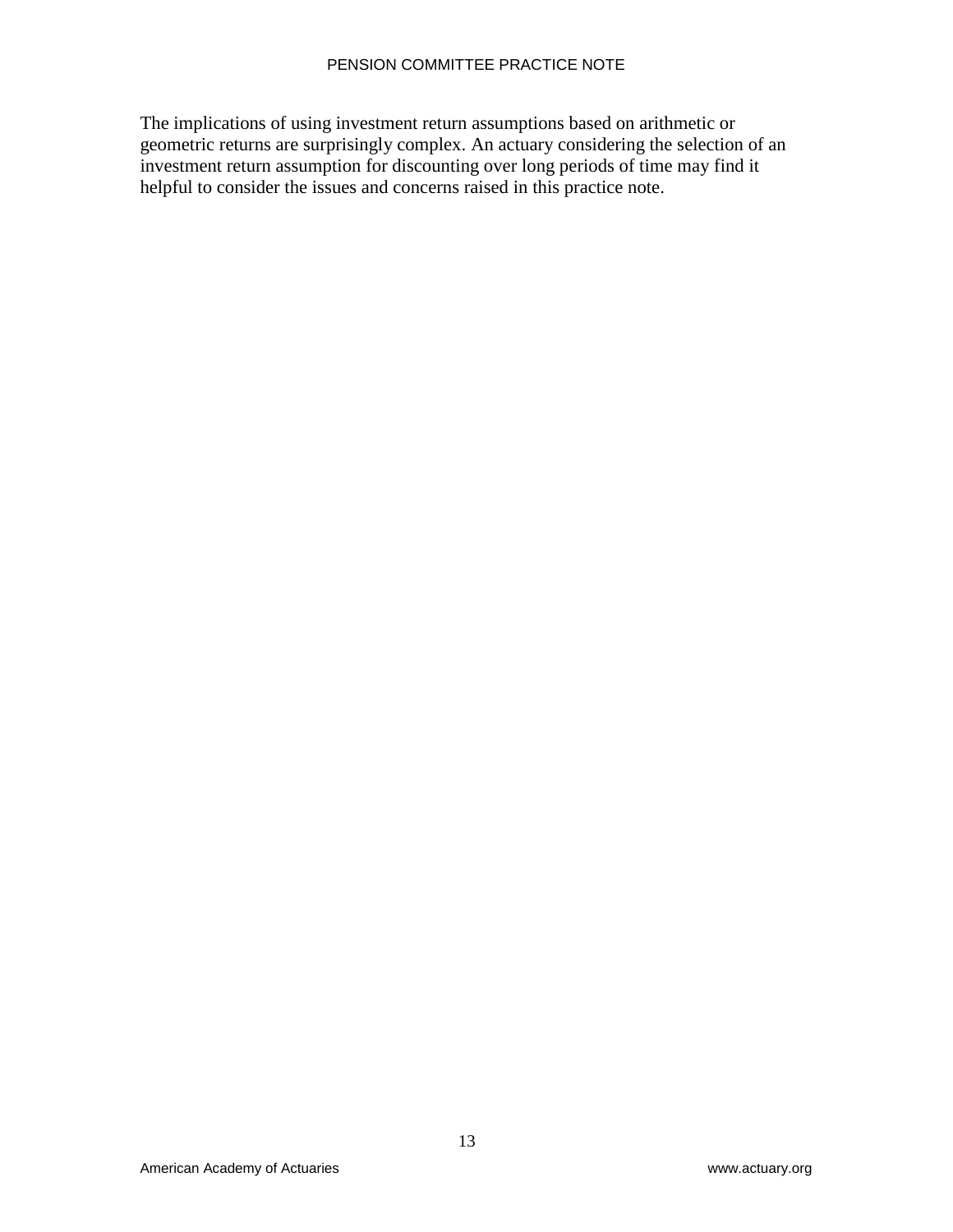The implications of using investment return assumptions based on arithmetic or geometric returns are surprisingly complex. An actuary considering the selection of an investment return assumption for discounting over long periods of time may find it helpful to consider the issues and concerns raised in this practice note.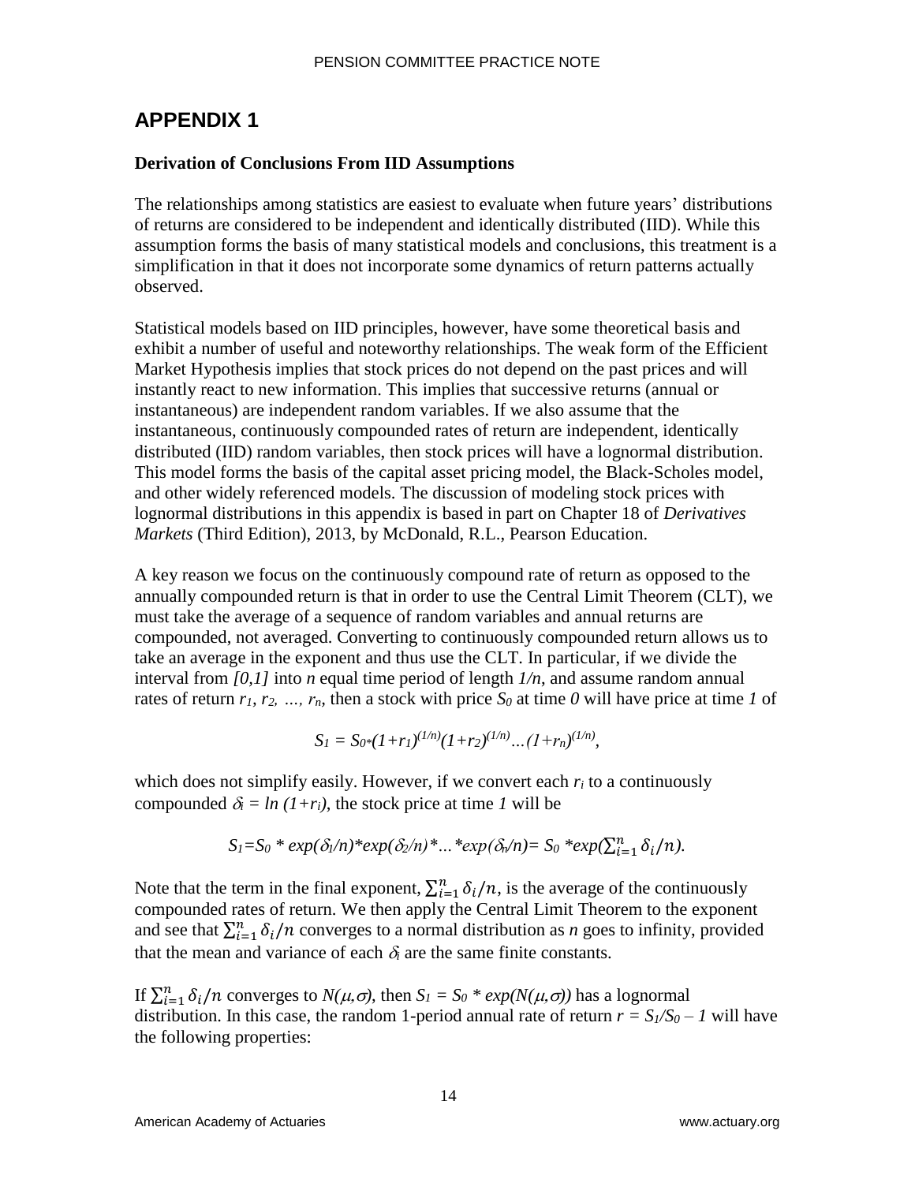# APPENDIX 1

**Derivation of Conclusions From IID Assumptions**

The relationships among statistics are easiest to evaluate when future years' distributions of returns are considered to be independent and identically distributed (IID). While this assumption forms the basis of many statistical models and conclusions, this treatment is a simplification in that it does not incorporate some dynamics of return patterns actually observed.

Statistical models based on IID principles, however, have some theoretical basis and exhibit a number of useful and noteworthy relationships. The weak form of the Efficient Market Hypothesis implies that stock prices do not depend on the past prices and will instantly react to new information. This implies that successive returns (annual or instantaneous) are independent random variables. If we also assume that the instantaneous, continuously compounded rates of return are independent, identically distributed (IID) random variables, then stock prices will have a lognormal distribution. This model forms the basis of the capital asset pricing model, the Black-Scholes model, and other widely referenced models. The discussion of modeling stock prices with lognormal distributions in this appendix is based in part on Chapter 18 of *Derivatives Markets* (Third Edition), 2013, by McDonald, R.L., Pearson Education.

A key reason we focus on the continuously compound rate of return as opposed to the annually compounded return is that in order to use the Central Limit Theorem (CLT), we must take the average of a sequence of random variables and annual returns are compounded, not averaged. Converting to continuously compounded return allows us to take an average in the exponent and thus use the CLT. In particular, if we divide the interval from $[0,1]$ into $n$ equal time period of length $1/n$, and assume random annual rates of return $r_1, r_2, \ldots, r_n$, then a stock with price $S_0$ at time $0$ will have price at time $1$ of

$$S_1 = S_0 * (1+r_1)^{(1/n)}(1+r_2)^{(1/n)} \ldots (1+r_n)^{(1/n)},$$

which does not simplify easily. However, if we convert each $r_i$ to a continuously compounded $\delta_i = \ln(1+r_i)$, the stock price at time $1$ will be

$$S_1 = S_0 * \exp(\delta_1/n) * \exp(\delta_2/n) * \ldots * \exp(\delta_n/n) = S_0 * \exp(\textstyle\sum_{i=1}^{n} \delta_i/n).$$

Note that the term in the final exponent, $\sum_{i=1}^{n} \delta_i/n$, is the average of the continuously compounded rates of return. We then apply the Central Limit Theorem to the exponent and see that $\sum_{i=1}^{n} \delta_i/n$ converges to a normal distribution as $n$ goes to infinity, provided that the mean and variance of each $\delta_i$ are the same finite constants.

If $\sum_{i=1}^{n} \delta_i/n$ converges to $N(\mu,\sigma)$, then $S_1 = S_0 * \exp(N(\mu,\sigma))$ has a lognormal distribution. In this case, the random 1-period annual rate of return $r = S_1/S_0 - 1$ will have the following properties: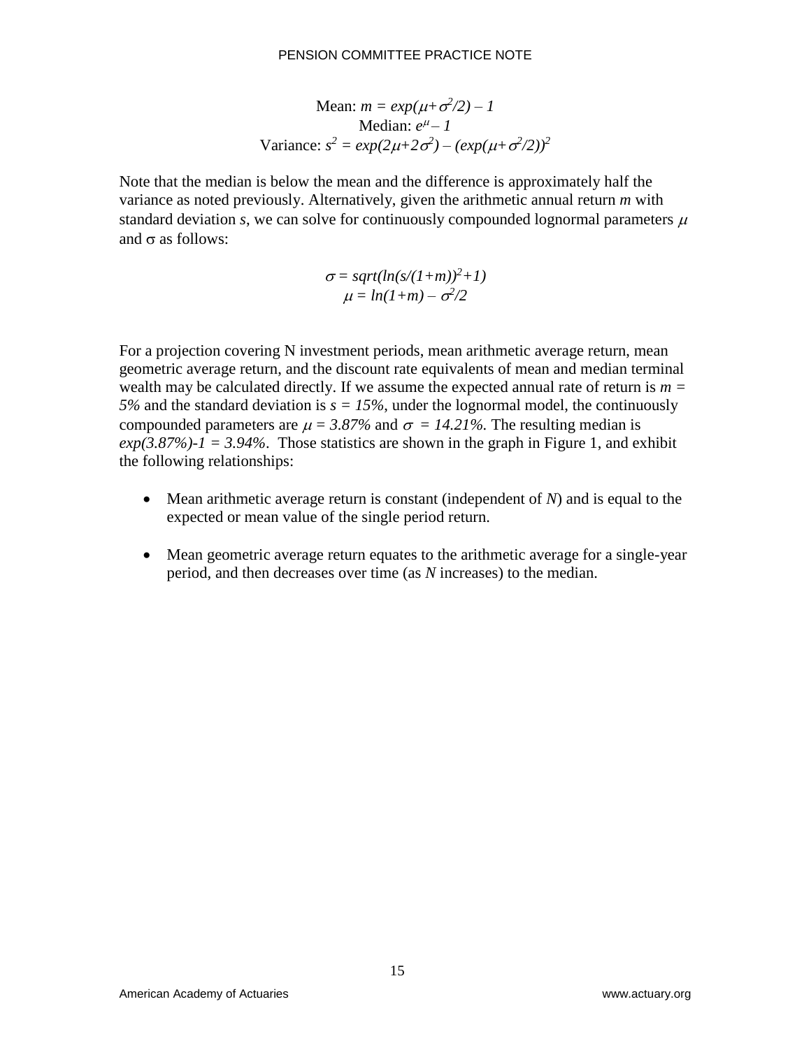$$\text{Mean: } m = exp(\mu + \sigma^2/2) - 1$$
$$\text{Median: } e^{\mu} - 1$$
$$\text{Variance: } s^2 = exp(2\mu + 2\sigma^2) - (exp(\mu + \sigma^2/2))^2$$

Note that the median is below the mean and the difference is approximately half the variance as noted previously. Alternatively, given the arithmetic annual return *m* with standard deviation *s*, we can solve for continuously compounded lognormal parameters $\mu$ and $\sigma$ as follows:

$$\sigma = sqrt(ln(s/(1+m))^2 + 1)$$
$$\mu = ln(1+m) - \sigma^2/2$$

For a projection covering N investment periods, mean arithmetic average return, mean geometric average return, and the discount rate equivalents of mean and median terminal wealth may be calculated directly. If we assume the expected annual rate of return is $m = 5\%$ and the standard deviation is $s = 15\%$, under the lognormal model, the continuously compounded parameters are $\mu = 3.87\%$ and $\sigma = 14.21\%$. The resulting median is $exp(3.87\%)-1 = 3.94\%$. Those statistics are shown in the graph in Figure 1, and exhibit the following relationships:

- Mean arithmetic average return is constant (independent of *N*) and is equal to the expected or mean value of the single period return.

- Mean geometric average return equates to the arithmetic average for a single-year period, and then decreases over time (as *N* increases) to the median.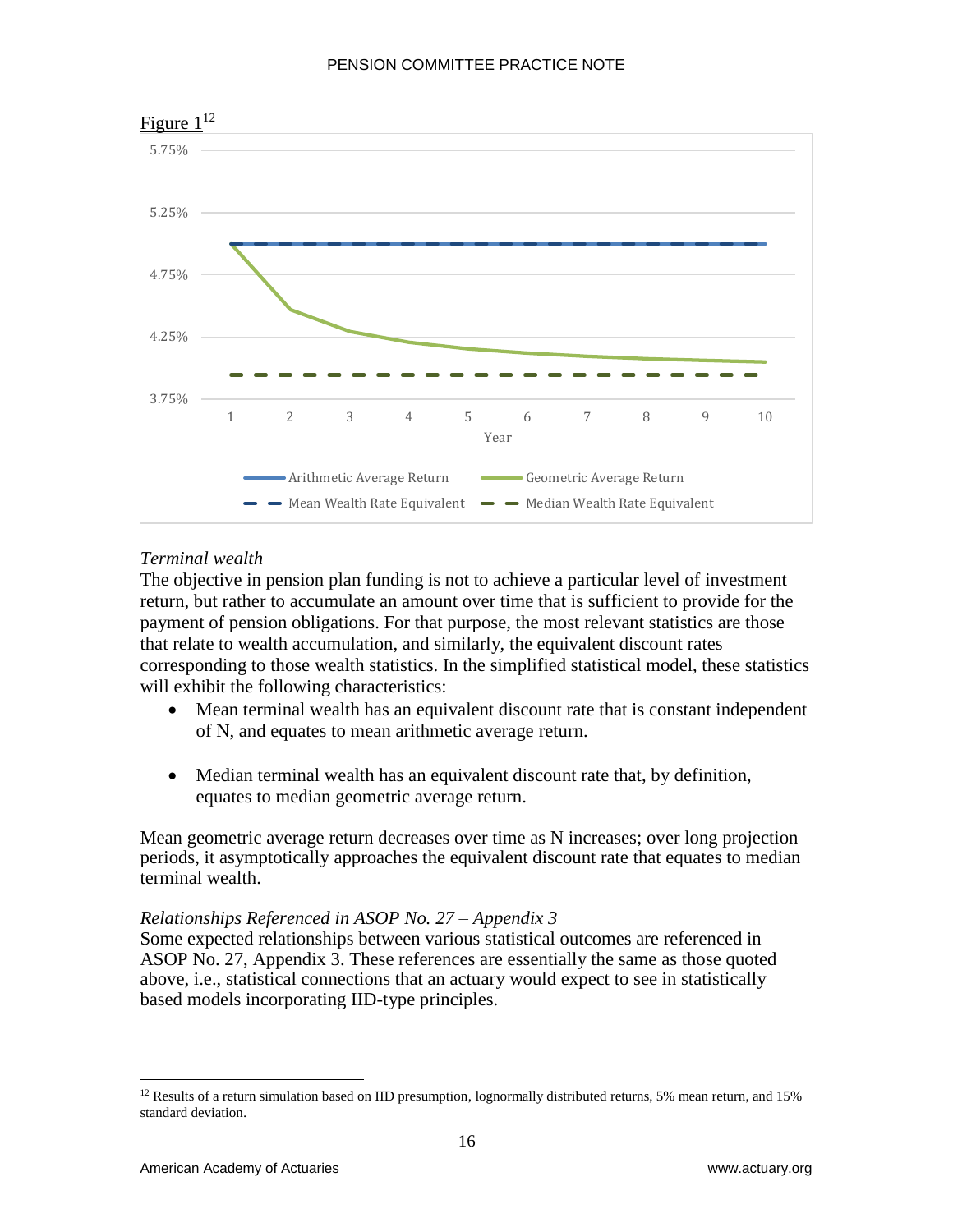Figure 1[12]

*Terminal wealth*

The objective in pension plan funding is not to achieve a particular level of investment return, but rather to accumulate an amount over time that is sufficient to provide for the payment of pension obligations. For that purpose, the most relevant statistics are those that relate to wealth accumulation, and similarly, the equivalent discount rates corresponding to those wealth statistics. In the simplified statistical model, these statistics will exhibit the following characteristics:

- Mean terminal wealth has an equivalent discount rate that is constant independent of N, and equates to mean arithmetic average return.
- Median terminal wealth has an equivalent discount rate that, by definition, equates to median geometric average return.

Mean geometric average return decreases over time as N increases; over long projection periods, it asymptotically approaches the equivalent discount rate that equates to median terminal wealth.

*Relationships Referenced in ASOP No. 27 – Appendix 3*

Some expected relationships between various statistical outcomes are referenced in ASOP No. 27, Appendix 3. These references are essentially the same as those quoted above, i.e., statistical connections that an actuary would expect to see in statistically based models incorporating IID-type principles.

[12] Results of a return simulation based on IID presumption, lognormally distributed returns, 5% mean return, and 15% standard deviation.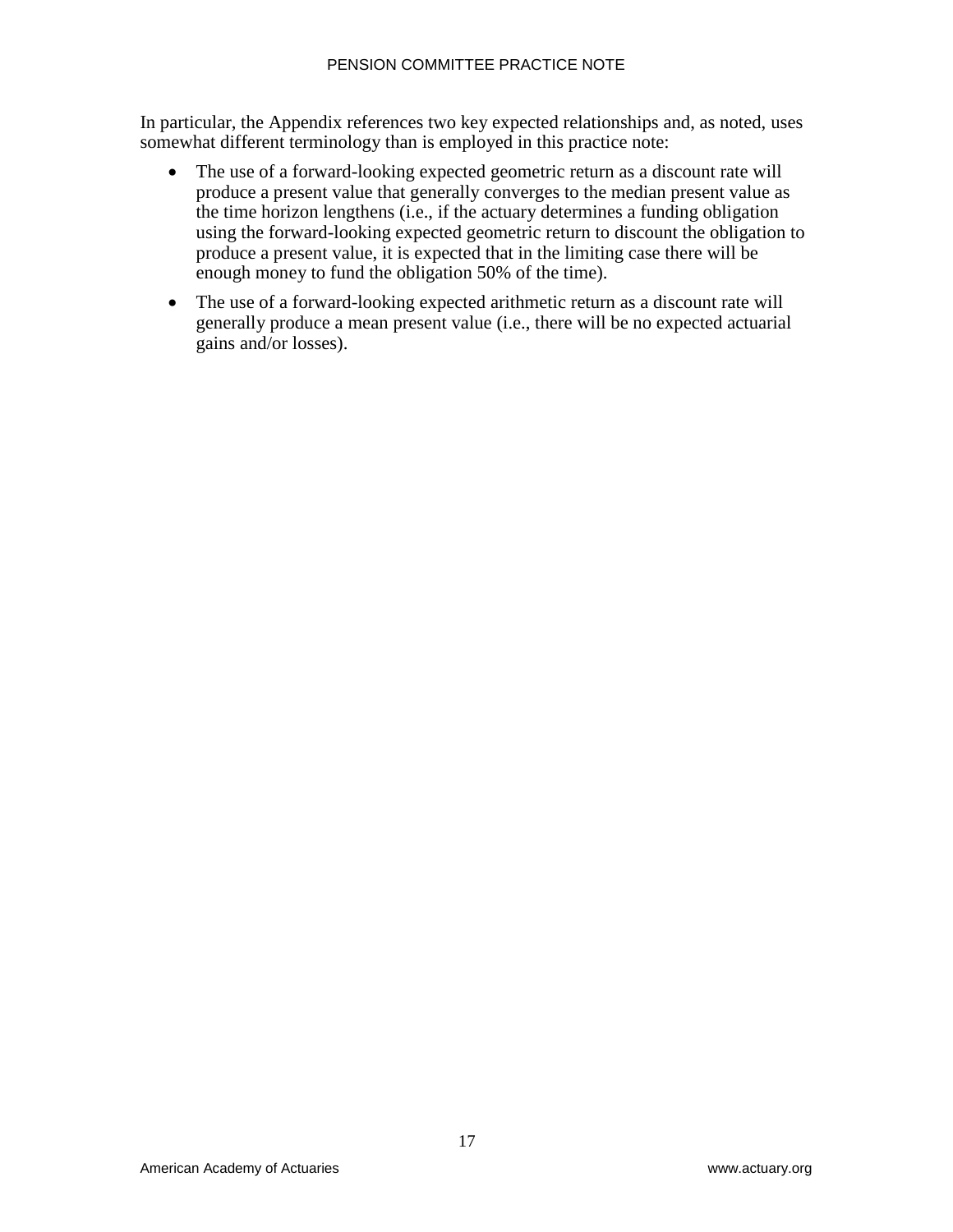In particular, the Appendix references two key expected relationships and, as noted, uses somewhat different terminology than is employed in this practice note:

- The use of a forward-looking expected geometric return as a discount rate will produce a present value that generally converges to the median present value as the time horizon lengthens (i.e., if the actuary determines a funding obligation using the forward-looking expected geometric return to discount the obligation to produce a present value, it is expected that in the limiting case there will be enough money to fund the obligation 50% of the time).
- The use of a forward-looking expected arithmetic return as a discount rate will generally produce a mean present value (i.e., there will be no expected actuarial gains and/or losses).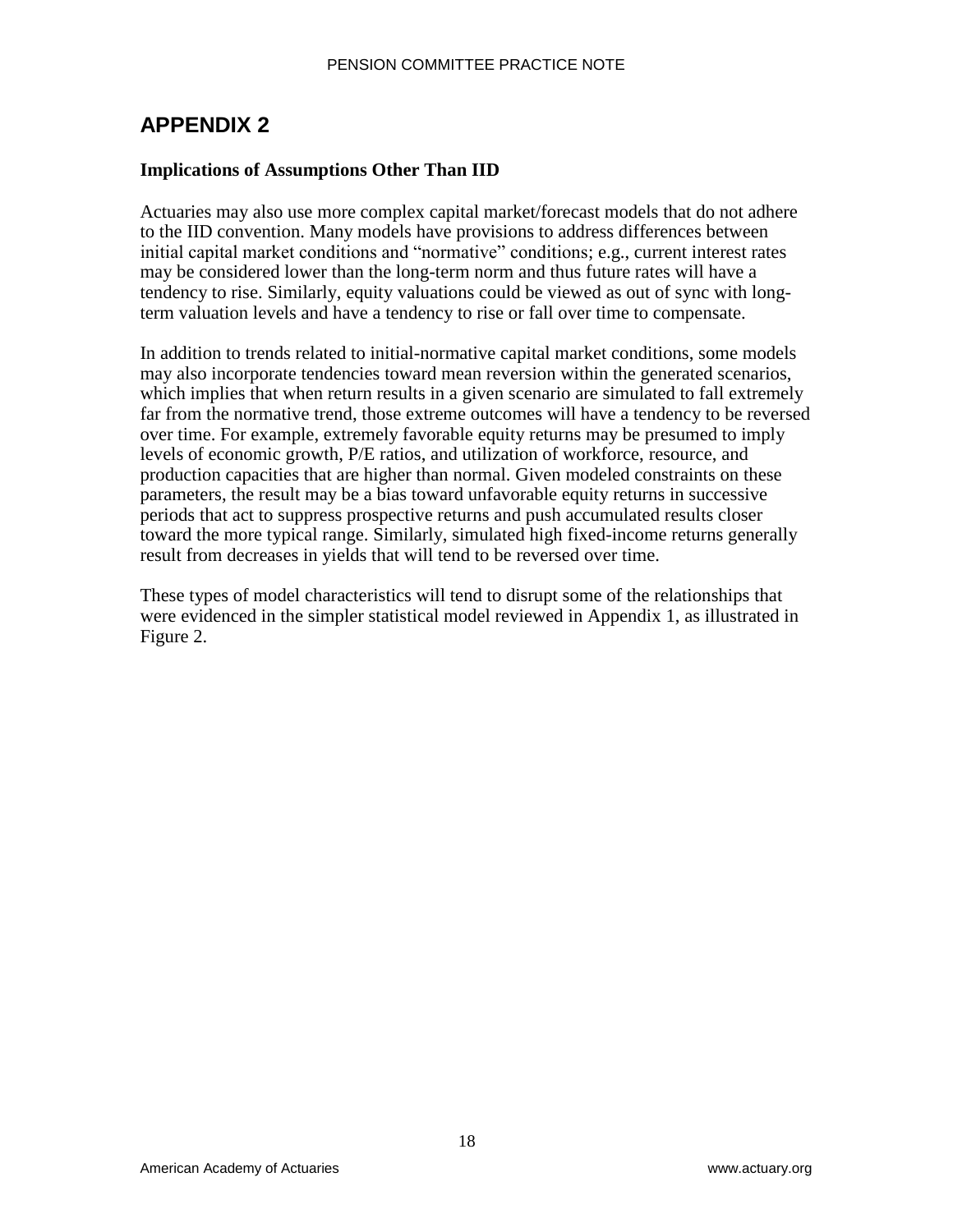# APPENDIX 2

**Implications of Assumptions Other Than IID**

Actuaries may also use more complex capital market/forecast models that do not adhere to the IID convention. Many models have provisions to address differences between initial capital market conditions and "normative" conditions; e.g., current interest rates may be considered lower than the long-term norm and thus future rates will have a tendency to rise. Similarly, equity valuations could be viewed as out of sync with long-term valuation levels and have a tendency to rise or fall over time to compensate.

In addition to trends related to initial-normative capital market conditions, some models may also incorporate tendencies toward mean reversion within the generated scenarios, which implies that when return results in a given scenario are simulated to fall extremely far from the normative trend, those extreme outcomes will have a tendency to be reversed over time. For example, extremely favorable equity returns may be presumed to imply levels of economic growth, P/E ratios, and utilization of workforce, resource, and production capacities that are higher than normal. Given modeled constraints on these parameters, the result may be a bias toward unfavorable equity returns in successive periods that act to suppress prospective returns and push accumulated results closer toward the more typical range. Similarly, simulated high fixed-income returns generally result from decreases in yields that will tend to be reversed over time.

These types of model characteristics will tend to disrupt some of the relationships that were evidenced in the simpler statistical model reviewed in Appendix 1, as illustrated in Figure 2.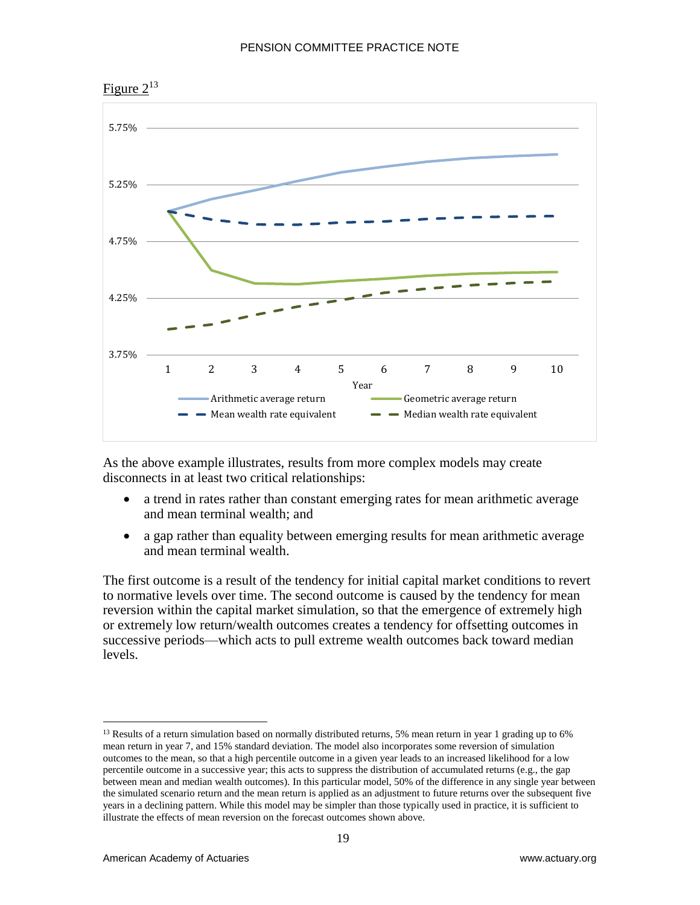Figure 2[13]

As the above example illustrates, results from more complex models may create disconnects in at least two critical relationships:

- a trend in rates rather than constant emerging rates for mean arithmetic average and mean terminal wealth; and
- a gap rather than equality between emerging results for mean arithmetic average and mean terminal wealth.

The first outcome is a result of the tendency for initial capital market conditions to revert to normative levels over time. The second outcome is caused by the tendency for mean reversion within the capital market simulation, so that the emergence of extremely high or extremely low return/wealth outcomes creates a tendency for offsetting outcomes in successive periods—which acts to pull extreme wealth outcomes back toward median levels.

---

[13] Results of a return simulation based on normally distributed returns, 5% mean return in year 1 grading up to 6% mean return in year 7, and 15% standard deviation. The model also incorporates some reversion of simulation outcomes to the mean, so that a high percentile outcome in a given year leads to an increased likelihood for a low percentile outcome in a successive year; this acts to suppress the distribution of accumulated returns (e.g., the gap between mean and median wealth outcomes). In this particular model, 50% of the difference in any single year between the simulated scenario return and the mean return is applied as an adjustment to future returns over the subsequent five years in a declining pattern. While this model may be simpler than those typically used in practice, it is sufficient to illustrate the effects of mean reversion on the forecast outcomes shown above.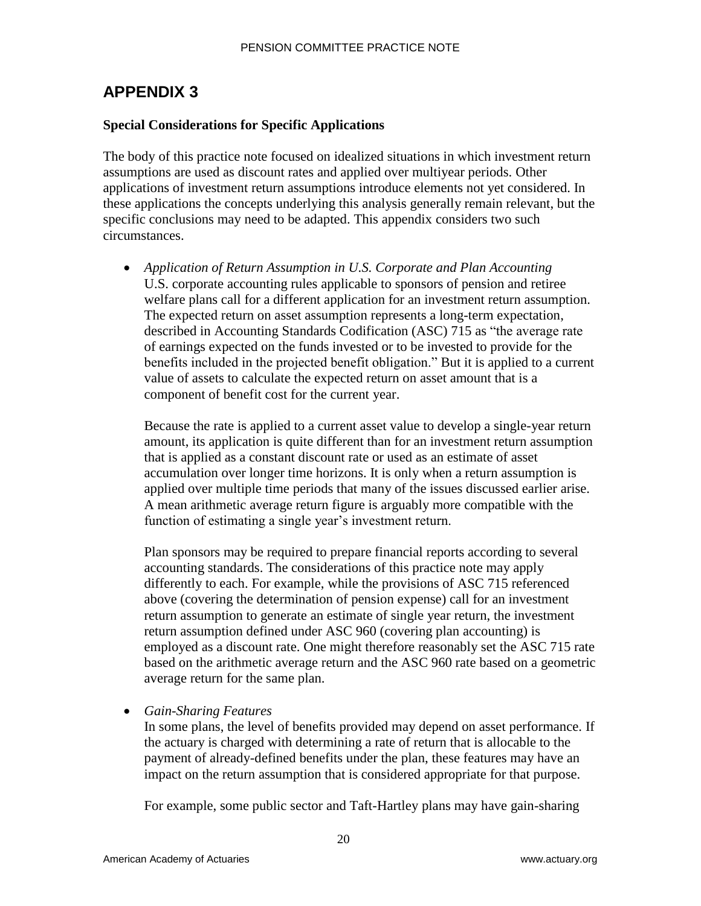# APPENDIX 3

**Special Considerations for Specific Applications**

The body of this practice note focused on idealized situations in which investment return assumptions are used as discount rates and applied over multiyear periods. Other applications of investment return assumptions introduce elements not yet considered. In these applications the concepts underlying this analysis generally remain relevant, but the specific conclusions may need to be adapted. This appendix considers two such circumstances.

- *Application of Return Assumption in U.S. Corporate and Plan Accounting*
  U.S. corporate accounting rules applicable to sponsors of pension and retiree welfare plans call for a different application for an investment return assumption. The expected return on asset assumption represents a long-term expectation, described in Accounting Standards Codification (ASC) 715 as "the average rate of earnings expected on the funds invested or to be invested to provide for the benefits included in the projected benefit obligation." But it is applied to a current value of assets to calculate the expected return on asset amount that is a component of benefit cost for the current year.

  Because the rate is applied to a current asset value to develop a single-year return amount, its application is quite different than for an investment return assumption that is applied as a constant discount rate or used as an estimate of asset accumulation over longer time horizons. It is only when a return assumption is applied over multiple time periods that many of the issues discussed earlier arise. A mean arithmetic average return figure is arguably more compatible with the function of estimating a single year's investment return.

  Plan sponsors may be required to prepare financial reports according to several accounting standards. The considerations of this practice note may apply differently to each. For example, while the provisions of ASC 715 referenced above (covering the determination of pension expense) call for an investment return assumption to generate an estimate of single year return, the investment return assumption defined under ASC 960 (covering plan accounting) is employed as a discount rate. One might therefore reasonably set the ASC 715 rate based on the arithmetic average return and the ASC 960 rate based on a geometric average return for the same plan.

- *Gain-Sharing Features*
  In some plans, the level of benefits provided may depend on asset performance. If the actuary is charged with determining a rate of return that is allocable to the payment of already-defined benefits under the plan, these features may have an impact on the return assumption that is considered appropriate for that purpose.

  For example, some public sector and Taft-Hartley plans may have gain-sharing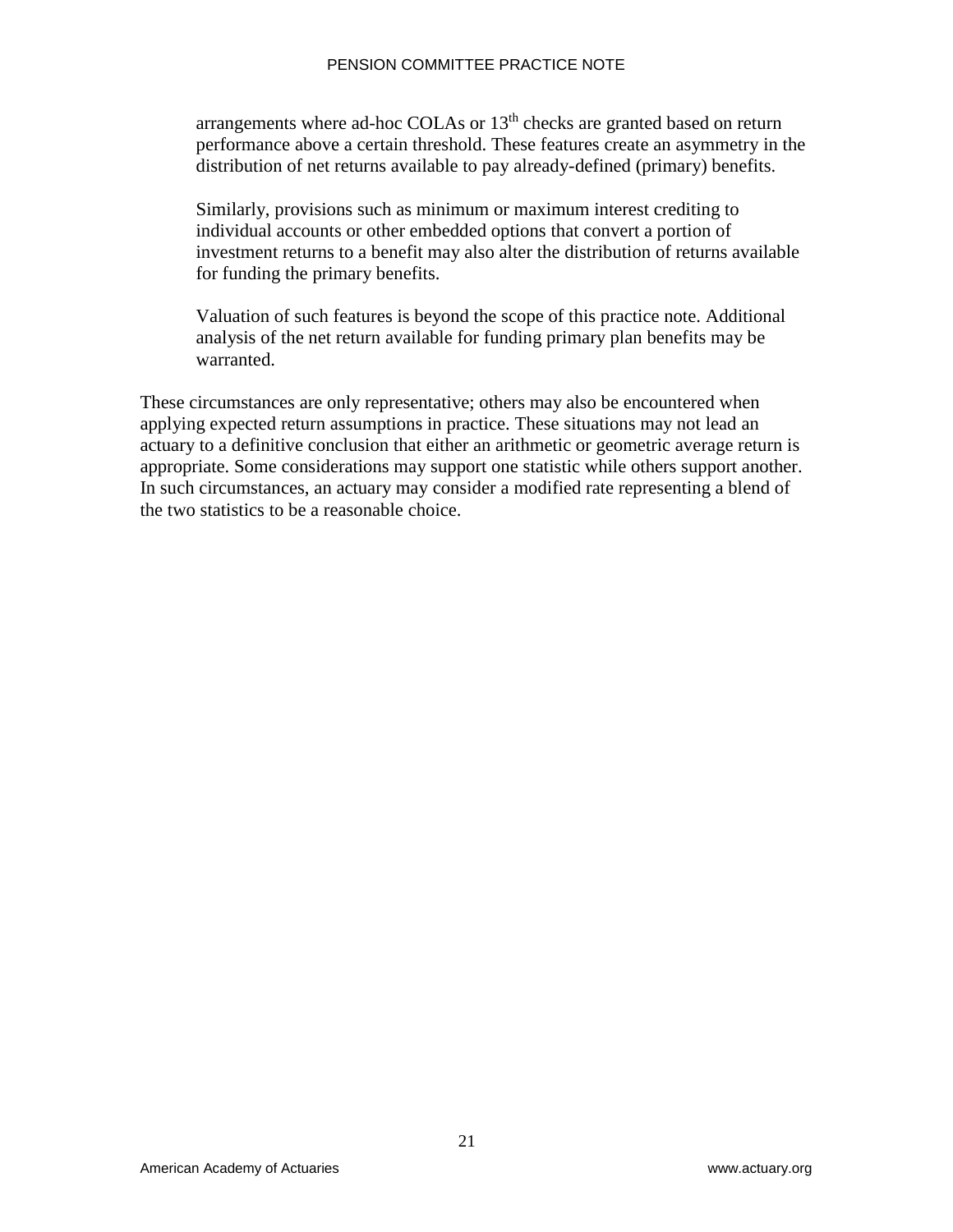arrangements where ad-hoc COLAs or 13th checks are granted based on return performance above a certain threshold. These features create an asymmetry in the distribution of net returns available to pay already-defined (primary) benefits.

Similarly, provisions such as minimum or maximum interest crediting to individual accounts or other embedded options that convert a portion of investment returns to a benefit may also alter the distribution of returns available for funding the primary benefits.

Valuation of such features is beyond the scope of this practice note. Additional analysis of the net return available for funding primary plan benefits may be warranted.

These circumstances are only representative; others may also be encountered when applying expected return assumptions in practice. These situations may not lead an actuary to a definitive conclusion that either an arithmetic or geometric average return is appropriate. Some considerations may support one statistic while others support another. In such circumstances, an actuary may consider a modified rate representing a blend of the two statistics to be a reasonable choice.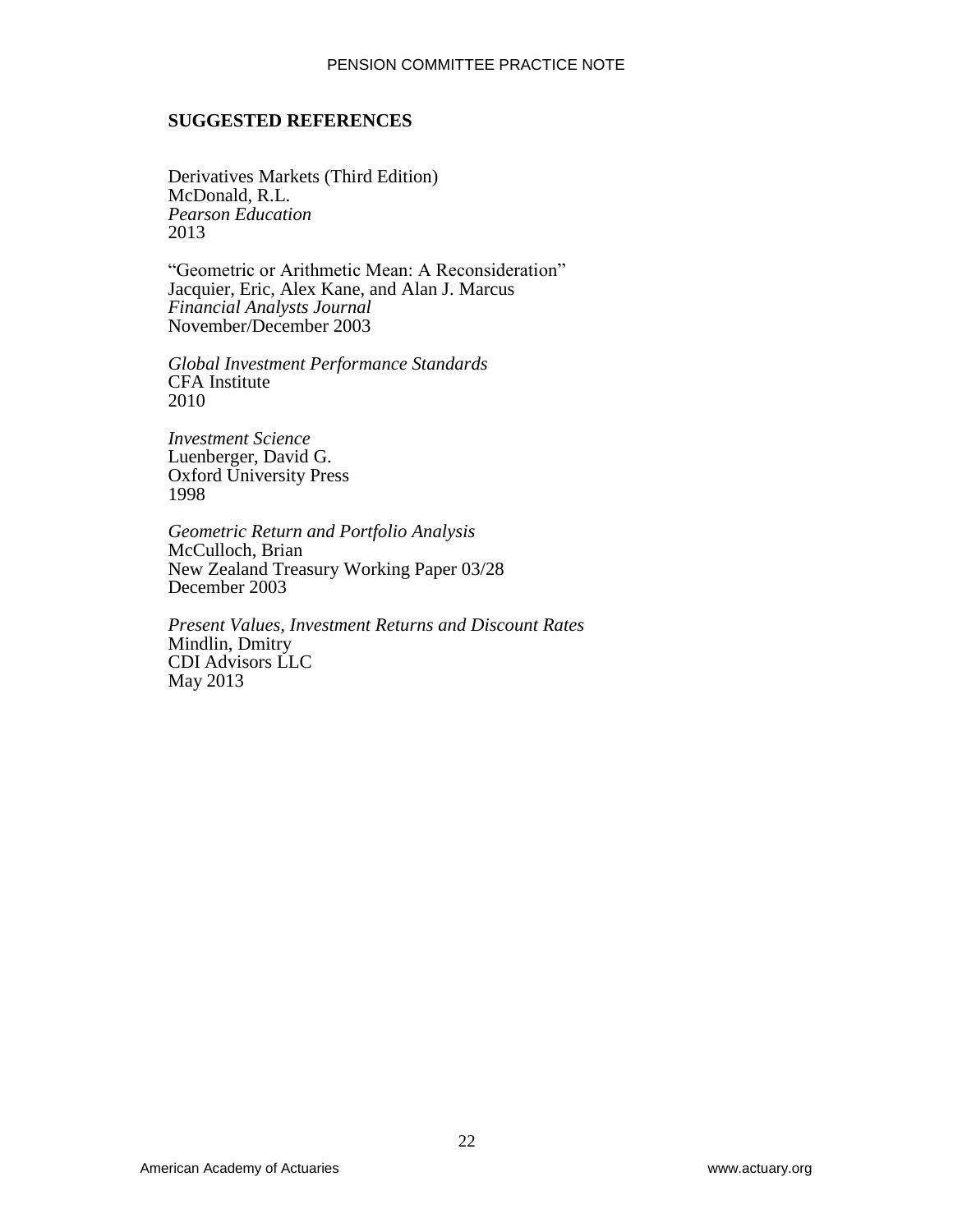## SUGGESTED REFERENCES

Derivatives Markets (Third Edition)
McDonald, R.L.
*Pearson Education*
2013

"Geometric or Arithmetic Mean: A Reconsideration"
Jacquier, Eric, Alex Kane, and Alan J. Marcus
*Financial Analysts Journal*
November/December 2003

*Global Investment Performance Standards*
CFA Institute
2010

*Investment Science*
Luenberger, David G.
Oxford University Press
1998

*Geometric Return and Portfolio Analysis*
McCulloch, Brian
New Zealand Treasury Working Paper 03/28
December 2003

*Present Values, Investment Returns and Discount Rates*
Mindlin, Dmitry
CDI Advisors LLC
May 2013